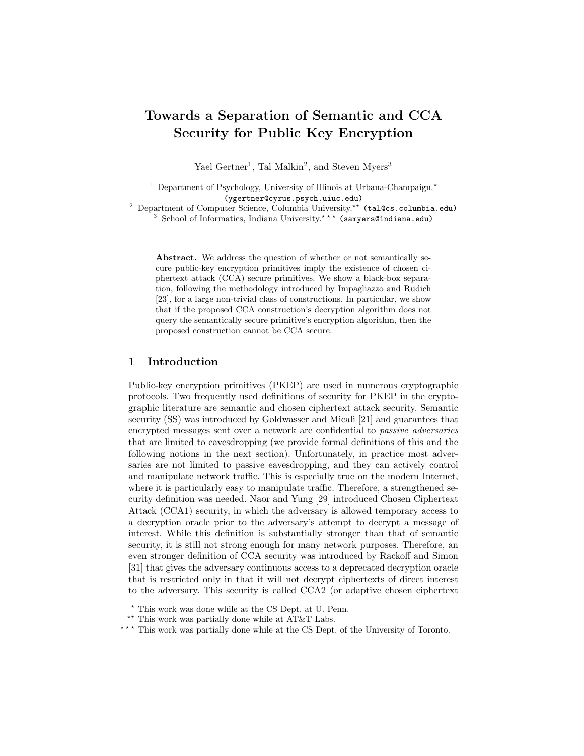# Towards a Separation of Semantic and CCA Security for Public Key Encryption

Yael Gertner[1], Tal Malkin[2], and Steven Myers[3]

[1] Department of Psychology, University of Illinois at Urbana-Champaign.[⋆] (ygertner@cyrus.psych.uiuc.edu)
[2] Department of Computer Science, Columbia University.[⋆⋆] (tal@cs.columbia.edu)
[3] School of Informatics, Indiana University.[⋆⋆⋆] (samyers@indiana.edu)

**Abstract.** We address the question of whether or not semantically secure public-key encryption primitives imply the existence of chosen ciphertext attack (CCA) secure primitives. We show a black-box separation, following the methodology introduced by Impagliazzo and Rudich [23], for a large non-trivial class of constructions. In particular, we show that if the proposed CCA construction's decryption algorithm does not query the semantically secure primitive's encryption algorithm, then the proposed construction cannot be CCA secure.

## 1 Introduction

Public-key encryption primitives (PKEP) are used in numerous cryptographic protocols. Two frequently used definitions of security for PKEP in the cryptographic literature are semantic and chosen ciphertext attack security. Semantic security (SS) was introduced by Goldwasser and Micali [21] and guarantees that encrypted messages sent over a network are confidential to *passive adversaries* that are limited to eavesdropping (we provide formal definitions of this and the following notions in the next section). Unfortunately, in practice most adversaries are not limited to passive eavesdropping, and they can actively control and manipulate network traffic. This is especially true on the modern Internet, where it is particularly easy to manipulate traffic. Therefore, a strengthened security definition was needed. Naor and Yung [29] introduced Chosen Ciphertext Attack (CCA1) security, in which the adversary is allowed temporary access to a decryption oracle prior to the adversary's attempt to decrypt a message of interest. While this definition is substantially stronger than that of semantic security, it is still not strong enough for many network purposes. Therefore, an even stronger definition of CCA security was introduced by Rackoff and Simon [31] that gives the adversary continuous access to a deprecated decryption oracle that is restricted only in that it will not decrypt ciphertexts of direct interest to the adversary. This security is called CCA2 (or adaptive chosen ciphertext

---

[⋆] This work was done while at the CS Dept. at U. Penn.
[⋆⋆] This work was partially done while at AT&T Labs.
[⋆⋆⋆] This work was partially done while at the CS Dept. of the University of Toronto.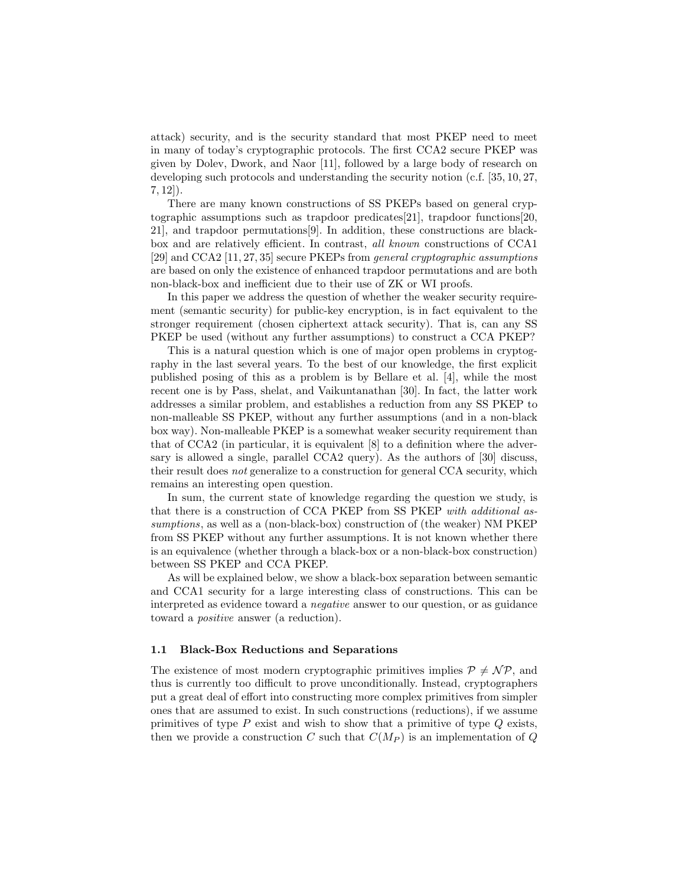attack) security, and is the security standard that most PKEP need to meet in many of today's cryptographic protocols. The first CCA2 secure PKEP was given by Dolev, Dwork, and Naor [11], followed by a large body of research on developing such protocols and understanding the security notion (c.f. [35, 10, 27, 7, 12]).

There are many known constructions of SS PKEPs based on general cryptographic assumptions such as trapdoor predicates[21], trapdoor functions[20, 21], and trapdoor permutations[9]. In addition, these constructions are black-box and are relatively efficient. In contrast, *all known* constructions of CCA1 [29] and CCA2 [11, 27, 35] secure PKEPs from *general cryptographic assumptions* are based on only the existence of enhanced trapdoor permutations and are both non-black-box and inefficient due to their use of ZK or WI proofs.

In this paper we address the question of whether the weaker security requirement (semantic security) for public-key encryption, is in fact equivalent to the stronger requirement (chosen ciphertext attack security). That is, can any SS PKEP be used (without any further assumptions) to construct a CCA PKEP?

This is a natural question which is one of major open problems in cryptography in the last several years. To the best of our knowledge, the first explicit published posing of this as a problem is by Bellare et al. [4], while the most recent one is by Pass, shelat, and Vaikuntanathan [30]. In fact, the latter work addresses a similar problem, and establishes a reduction from any SS PKEP to non-malleable SS PKEP, without any further assumptions (and in a non-black box way). Non-malleable PKEP is a somewhat weaker security requirement than that of CCA2 (in particular, it is equivalent [8] to a definition where the adversary is allowed a single, parallel CCA2 query). As the authors of [30] discuss, their result does *not* generalize to a construction for general CCA security, which remains an interesting open question.

In sum, the current state of knowledge regarding the question we study, is that there is a construction of CCA PKEP from SS PKEP *with additional assumptions*, as well as a (non-black-box) construction of (the weaker) NM PKEP from SS PKEP without any further assumptions. It is not known whether there is an equivalence (whether through a black-box or a non-black-box construction) between SS PKEP and CCA PKEP.

As will be explained below, we show a black-box separation between semantic and CCA1 security for a large interesting class of constructions. This can be interpreted as evidence toward a *negative* answer to our question, or as guidance toward a *positive* answer (a reduction).

### 1.1 Black-Box Reductions and Separations

The existence of most modern cryptographic primitives implies $\mathcal{P} \neq \mathcal{NP}$, and thus is currently too difficult to prove unconditionally. Instead, cryptographers put a great deal of effort into constructing more complex primitives from simpler ones that are assumed to exist. In such constructions (reductions), if we assume primitives of type $P$ exist and wish to show that a primitive of type $Q$ exists, then we provide a construction $C$ such that $C(M_P)$ is an implementation of $Q$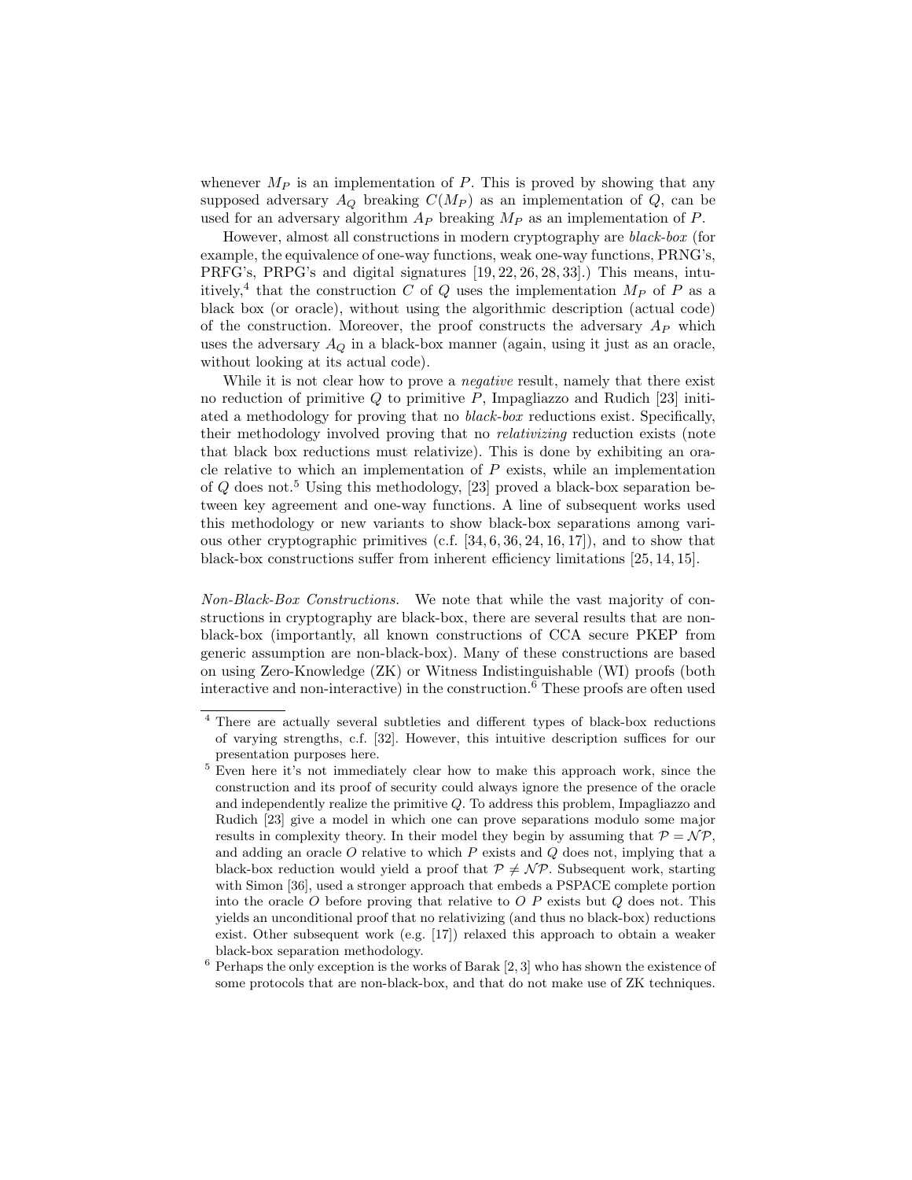whenever $M_P$ is an implementation of $P$. This is proved by showing that any supposed adversary $A_Q$ breaking $C(M_P)$ as an implementation of $Q$, can be used for an adversary algorithm $A_P$ breaking $M_P$ as an implementation of $P$.

However, almost all constructions in modern cryptography are *black-box* (for example, the equivalence of one-way functions, weak one-way functions, PRNG's, PRFG's, PRPG's and digital signatures [19, 22, 26, 28, 33].) This means, intuitively,[4] that the construction $C$ of $Q$ uses the implementation $M_P$ of $P$ as a black box (or oracle), without using the algorithmic description (actual code) of the construction. Moreover, the proof constructs the adversary $A_P$ which uses the adversary $A_Q$ in a black-box manner (again, using it just as an oracle, without looking at its actual code).

While it is not clear how to prove a *negative* result, namely that there exist no reduction of primitive $Q$ to primitive $P$, Impagliazzo and Rudich [23] initiated a methodology for proving that no *black-box* reductions exist. Specifically, their methodology involved proving that no *relativizing* reduction exists (note that black box reductions must relativize). This is done by exhibiting an oracle relative to which an implementation of $P$ exists, while an implementation of $Q$ does not.[5] Using this methodology, [23] proved a black-box separation between key agreement and one-way functions. A line of subsequent works used this methodology or new variants to show black-box separations among various other cryptographic primitives (c.f. [34, 6, 36, 24, 16, 17]), and to show that black-box constructions suffer from inherent efficiency limitations [25, 14, 15].

*Non-Black-Box Constructions.* We note that while the vast majority of constructions in cryptography are black-box, there are several results that are non-black-box (importantly, all known constructions of CCA secure PKEP from generic assumption are non-black-box). Many of these constructions are based on using Zero-Knowledge (ZK) or Witness Indistinguishable (WI) proofs (both interactive and non-interactive) in the construction.[6] These proofs are often used

[4] There are actually several subtleties and different types of black-box reductions of varying strengths, c.f. [32]. However, this intuitive description suffices for our presentation purposes here.

[5] Even here it's not immediately clear how to make this approach work, since the construction and its proof of security could always ignore the presence of the oracle and independently realize the primitive $Q$. To address this problem, Impagliazzo and Rudich [23] give a model in which one can prove separations modulo some major results in complexity theory. In their model they begin by assuming that $\mathcal{P} = \mathcal{NP}$, and adding an oracle $O$ relative to which $P$ exists and $Q$ does not, implying that a black-box reduction would yield a proof that $\mathcal{P} \neq \mathcal{NP}$. Subsequent work, starting with Simon [36], used a stronger approach that embeds a PSPACE complete portion into the oracle $O$ before proving that relative to $O$ $P$ exists but $Q$ does not. This yields an unconditional proof that no relativizing (and thus no black-box) reductions exist. Other subsequent work (e.g. [17]) relaxed this approach to obtain a weaker black-box separation methodology.

[6] Perhaps the only exception is the works of Barak [2, 3] who has shown the existence of some protocols that are non-black-box, and that do not make use of ZK techniques.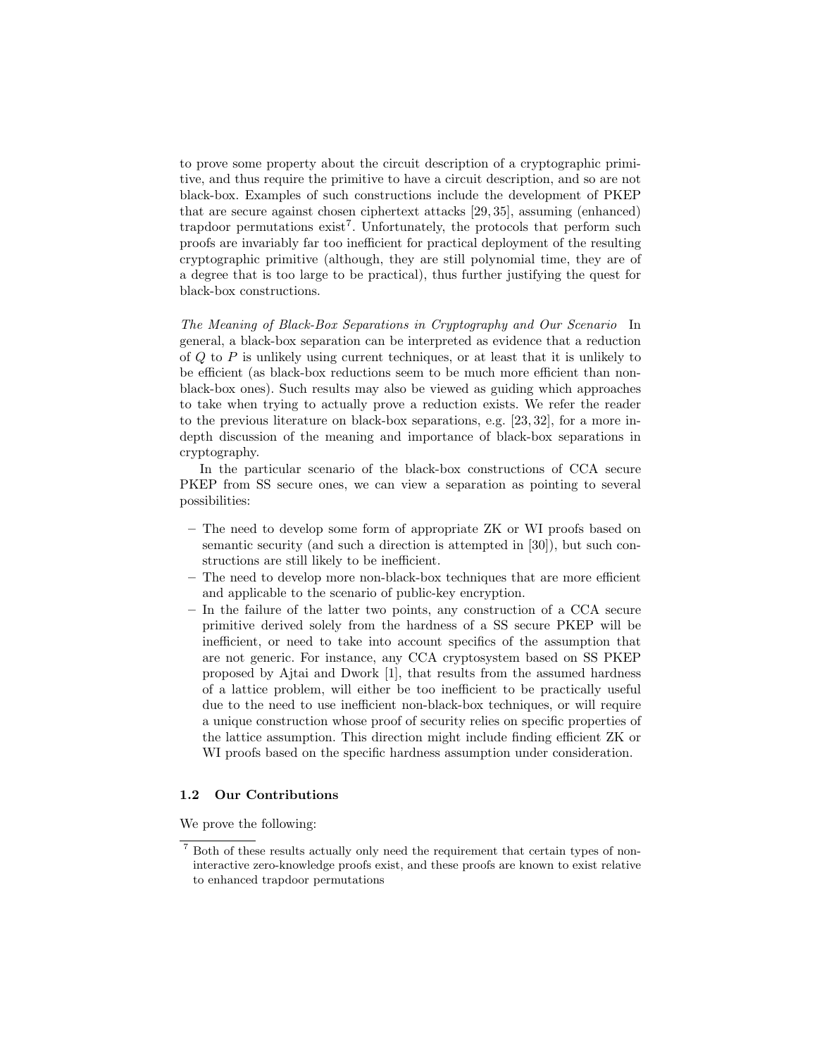to prove some property about the circuit description of a cryptographic primitive, and thus require the primitive to have a circuit description, and so are not black-box. Examples of such constructions include the development of PKEP that are secure against chosen ciphertext attacks [29, 35], assuming (enhanced) trapdoor permutations exist[7]. Unfortunately, the protocols that perform such proofs are invariably far too inefficient for practical deployment of the resulting cryptographic primitive (although, they are still polynomial time, they are of a degree that is too large to be practical), thus further justifying the quest for black-box constructions.

*The Meaning of Black-Box Separations in Cryptography and Our Scenario* In general, a black-box separation can be interpreted as evidence that a reduction of $Q$ to $P$ is unlikely using current techniques, or at least that it is unlikely to be efficient (as black-box reductions seem to be much more efficient than non-black-box ones). Such results may also be viewed as guiding which approaches to take when trying to actually prove a reduction exists. We refer the reader to the previous literature on black-box separations, e.g. [23, 32], for a more in-depth discussion of the meaning and importance of black-box separations in cryptography.

In the particular scenario of the black-box constructions of CCA secure PKEP from SS secure ones, we can view a separation as pointing to several possibilities:

- The need to develop some form of appropriate ZK or WI proofs based on semantic security (and such a direction is attempted in [30]), but such constructions are still likely to be inefficient.
- The need to develop more non-black-box techniques that are more efficient and applicable to the scenario of public-key encryption.
- In the failure of the latter two points, any construction of a CCA secure primitive derived solely from the hardness of a SS secure PKEP will be inefficient, or need to take into account specifics of the assumption that are not generic. For instance, any CCA cryptosystem based on SS PKEP proposed by Ajtai and Dwork [1], that results from the assumed hardness of a lattice problem, will either be too inefficient to be practically useful due to the need to use inefficient non-black-box techniques, or will require a unique construction whose proof of security relies on specific properties of the lattice assumption. This direction might include finding efficient ZK or WI proofs based on the specific hardness assumption under consideration.

### 1.2 Our Contributions

We prove the following:

[7] Both of these results actually only need the requirement that certain types of non-interactive zero-knowledge proofs exist, and these proofs are known to exist relative to enhanced trapdoor permutations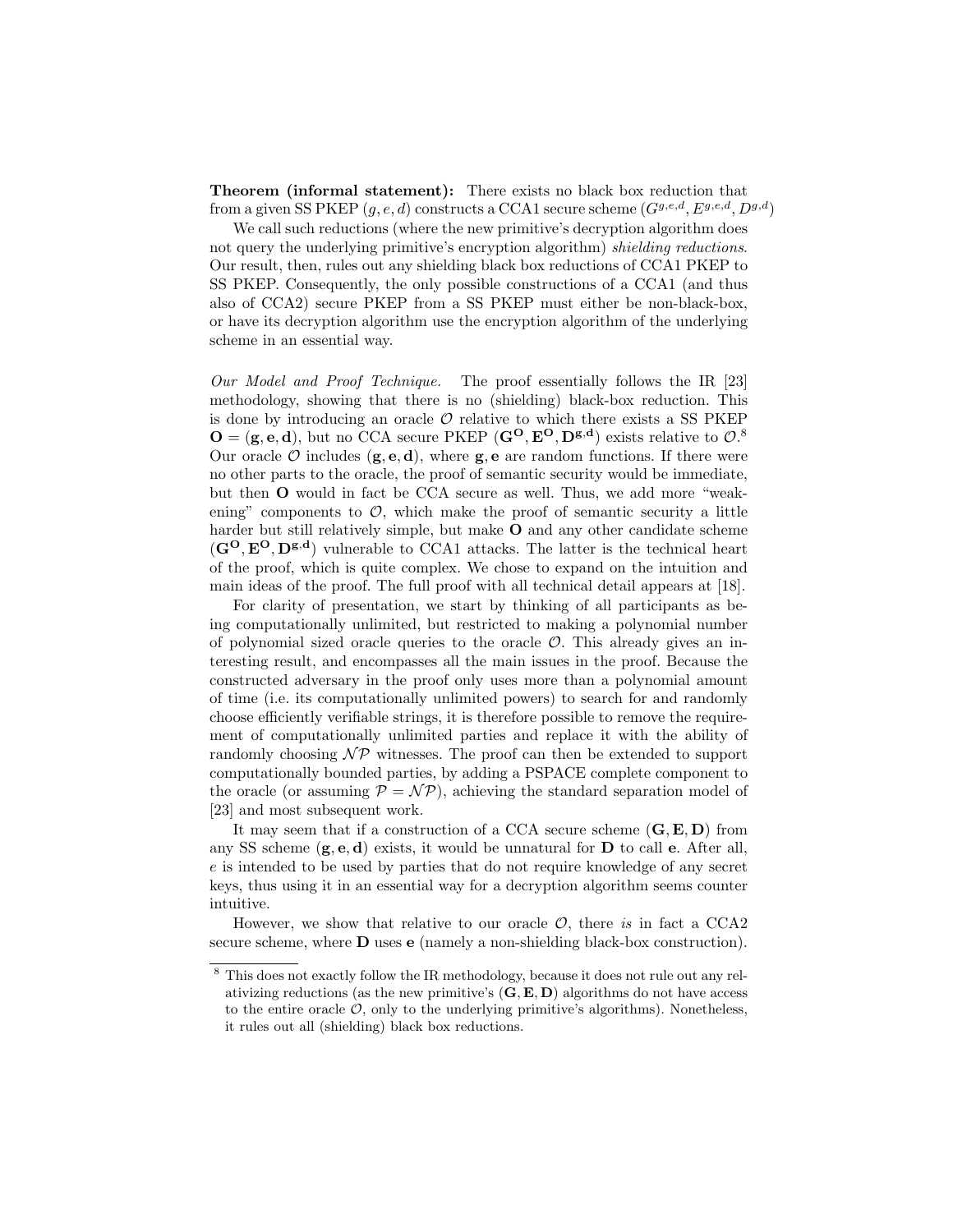**Theorem (informal statement):** There exists no black box reduction that from a given SS PKEP $(g, e, d)$ constructs a CCA1 secure scheme $(G^{g,e,d}, E^{g,e,d}, D^{g,d})$

We call such reductions (where the new primitive's decryption algorithm does not query the underlying primitive's encryption algorithm) *shielding reductions*. Our result, then, rules out any shielding black box reductions of CCA1 PKEP to SS PKEP. Consequently, the only possible constructions of a CCA1 (and thus also of CCA2) secure PKEP from a SS PKEP must either be non-black-box, or have its decryption algorithm use the encryption algorithm of the underlying scheme in an essential way.

*Our Model and Proof Technique.* The proof essentially follows the IR [23] methodology, showing that there is no (shielding) black-box reduction. This is done by introducing an oracle $\mathcal{O}$ relative to which there exists a SS PKEP $\mathbf{O} = (\mathbf{g}, \mathbf{e}, \mathbf{d})$, but no CCA secure PKEP $(\mathbf{G}^{\mathbf{O}}, \mathbf{E}^{\mathbf{O}}, \mathbf{D}^{\mathbf{g},\mathbf{d}})$ exists relative to $\mathcal{O}$.[8] Our oracle $\mathcal{O}$ includes $(\mathbf{g}, \mathbf{e}, \mathbf{d})$, where $\mathbf{g}, \mathbf{e}$ are random functions. If there were no other parts to the oracle, the proof of semantic security would be immediate, but then $\mathbf{O}$ would in fact be CCA secure as well. Thus, we add more "weakening" components to $\mathcal{O}$, which make the proof of semantic security a little harder but still relatively simple, but make $\mathbf{O}$ and any other candidate scheme $(\mathbf{G}^{\mathbf{O}}, \mathbf{E}^{\mathbf{O}}, \mathbf{D}^{\mathbf{g},\mathbf{d}})$ vulnerable to CCA1 attacks. The latter is the technical heart of the proof, which is quite complex. We chose to expand on the intuition and main ideas of the proof. The full proof with all technical detail appears at [18].

For clarity of presentation, we start by thinking of all participants as being computationally unlimited, but restricted to making a polynomial number of polynomial sized oracle queries to the oracle $\mathcal{O}$. This already gives an interesting result, and encompasses all the main issues in the proof. Because the constructed adversary in the proof only uses more than a polynomial amount of time (i.e. its computationally unlimited powers) to search for and randomly choose efficiently verifiable strings, it is therefore possible to remove the requirement of computationally unlimited parties and replace it with the ability of randomly choosing $\mathcal{NP}$ witnesses. The proof can then be extended to support computationally bounded parties, by adding a PSPACE complete component to the oracle (or assuming $\mathcal{P} = \mathcal{NP}$), achieving the standard separation model of [23] and most subsequent work.

It may seem that if a construction of a CCA secure scheme $(\mathbf{G}, \mathbf{E}, \mathbf{D})$ from any SS scheme $(\mathbf{g}, \mathbf{e}, \mathbf{d})$ exists, it would be unnatural for $\mathbf{D}$ to call $\mathbf{e}$. After all, $e$ is intended to be used by parties that do not require knowledge of any secret keys, thus using it in an essential way for a decryption algorithm seems counter intuitive.

However, we show that relative to our oracle $\mathcal{O}$, there *is* in fact a CCA2 secure scheme, where $\mathbf{D}$ uses $\mathbf{e}$ (namely a non-shielding black-box construction).

[8] This does not exactly follow the IR methodology, because it does not rule out any relativizing reductions (as the new primitive's $(\mathbf{G}, \mathbf{E}, \mathbf{D})$ algorithms do not have access to the entire oracle $\mathcal{O}$, only to the underlying primitive's algorithms). Nonetheless, it rules out all (shielding) black box reductions.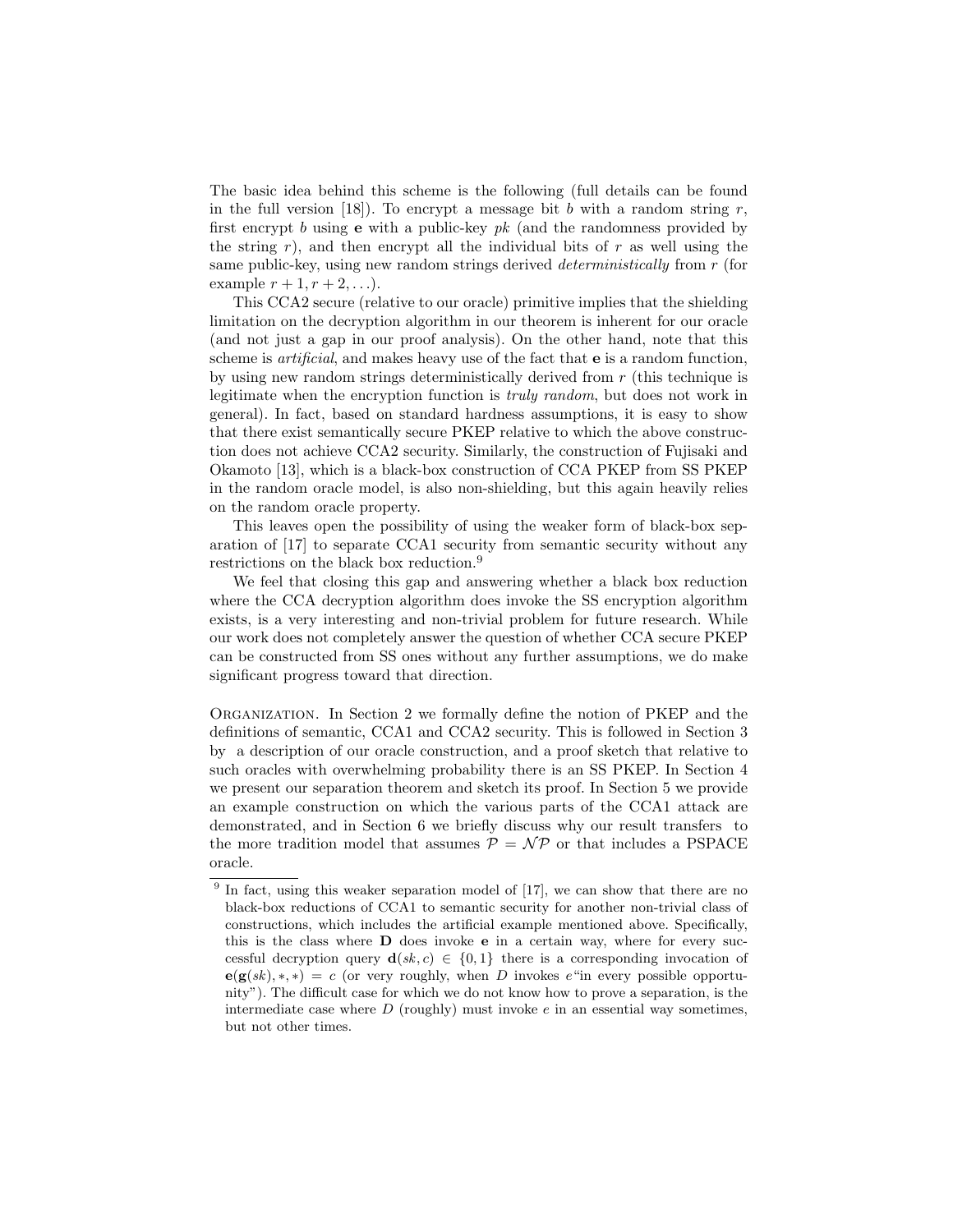The basic idea behind this scheme is the following (full details can be found in the full version [18]). To encrypt a message bit $b$ with a random string $r$, first encrypt $b$ using $\mathbf{e}$ with a public-key $pk$ (and the randomness provided by the string $r$), and then encrypt all the individual bits of $r$ as well using the same public-key, using new random strings derived *deterministically* from $r$ (for example $r + 1, r + 2, \ldots$).

This CCA2 secure (relative to our oracle) primitive implies that the shielding limitation on the decryption algorithm in our theorem is inherent for our oracle (and not just a gap in our proof analysis). On the other hand, note that this scheme is *artificial*, and makes heavy use of the fact that $\mathbf{e}$ is a random function, by using new random strings deterministically derived from $r$ (this technique is legitimate when the encryption function is *truly random*, but does not work in general). In fact, based on standard hardness assumptions, it is easy to show that there exist semantically secure PKEP relative to which the above construction does not achieve CCA2 security. Similarly, the construction of Fujisaki and Okamoto [13], which is a black-box construction of CCA PKEP from SS PKEP in the random oracle model, is also non-shielding, but this again heavily relies on the random oracle property.

This leaves open the possibility of using the weaker form of black-box separation of [17] to separate CCA1 security from semantic security without any restrictions on the black box reduction.[9]

We feel that closing this gap and answering whether a black box reduction where the CCA decryption algorithm does invoke the SS encryption algorithm exists, is a very interesting and non-trivial problem for future research. While our work does not completely answer the question of whether CCA secure PKEP can be constructed from SS ones without any further assumptions, we do make significant progress toward that direction.

Organization. In Section 2 we formally define the notion of PKEP and the definitions of semantic, CCA1 and CCA2 security. This is followed in Section 3 by a description of our oracle construction, and a proof sketch that relative to such oracles with overwhelming probability there is an SS PKEP. In Section 4 we present our separation theorem and sketch its proof. In Section 5 we provide an example construction on which the various parts of the CCA1 attack are demonstrated, and in Section 6 we briefly discuss why our result transfers to the more tradition model that assumes $\mathcal{P} = \mathcal{NP}$ or that includes a PSPACE oracle.

[9] In fact, using this weaker separation model of [17], we can show that there are no black-box reductions of CCA1 to semantic security for another non-trivial class of constructions, which includes the artificial example mentioned above. Specifically, this is the class where $\mathbf{D}$ does invoke $\mathbf{e}$ in a certain way, where for every successful decryption query $\mathbf{d}(sk, c) \in \{0, 1\}$ there is a corresponding invocation of $\mathbf{e}(\mathbf{g}(sk), *, *) = c$ (or very roughly, when $D$ invokes $e$ "in every possible opportunity"). The difficult case for which we do not know how to prove a separation, is the intermediate case where $D$ (roughly) must invoke $e$ in an essential way sometimes, but not other times.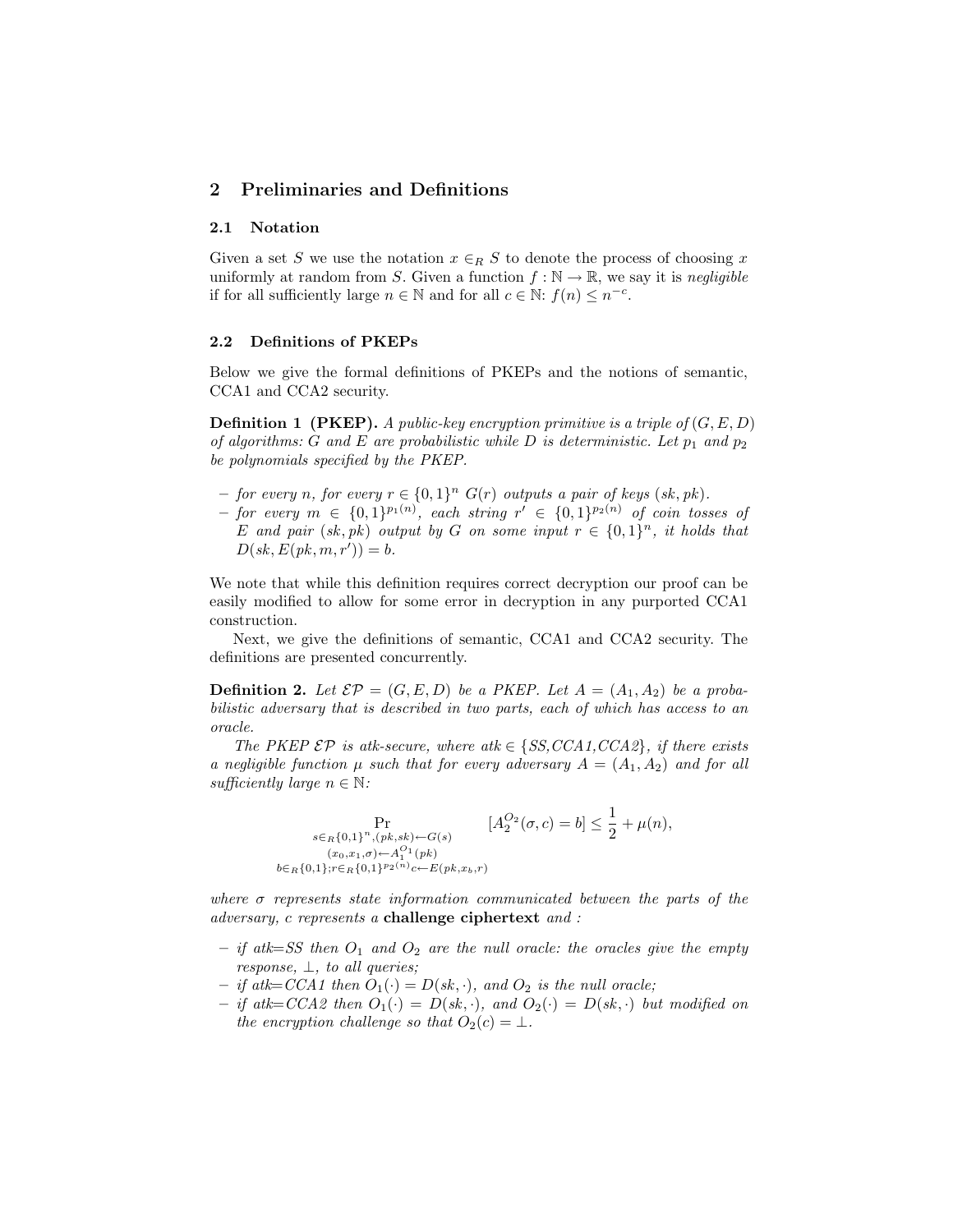## 2 Preliminaries and Definitions

### 2.1 Notation

Given a set $S$ we use the notation $x \in_R S$ to denote the process of choosing $x$ uniformly at random from $S$. Given a function $f : \mathbb{N} \to \mathbb{R}$, we say it is *negligible* if for all sufficiently large $n \in \mathbb{N}$ and for all $c \in \mathbb{N}$: $f(n) \leq n^{-c}$.

### 2.2 Definitions of PKEPs

Below we give the formal definitions of PKEPs and the notions of semantic, CCA1 and CCA2 security.

**Definition 1 (PKEP).** *A public-key encryption primitive is a triple of $(G, E, D)$ of algorithms: $G$ and $E$ are probabilistic while $D$ is deterministic. Let $p_1$ and $p_2$ be polynomials specified by the PKEP.*

- *for every $n$, for every $r \in \{0,1\}^n$ $G(r)$ outputs a pair of keys $(sk, pk)$.*
- *for every $m \in \{0,1\}^{p_1(n)}$, each string $r' \in \{0,1\}^{p_2(n)}$ of coin tosses of $E$ and pair $(sk, pk)$ output by $G$ on some input $r \in \{0,1\}^n$, it holds that $D(sk, E(pk, m, r')) = b$.*

We note that while this definition requires correct decryption our proof can be easily modified to allow for some error in decryption in any purported CCA1 construction.

Next, we give the definitions of semantic, CCA1 and CCA2 security. The definitions are presented concurrently.

**Definition 2.** *Let $\mathcal{EP} = (G, E, D)$ be a PKEP. Let $A = (A_1, A_2)$ be a probabilistic adversary that is described in two parts, each of which has access to an oracle.*

*The PKEP $\mathcal{EP}$ is atk-secure, where atk $\in \{SS, CCA1, CCA2\}$, if there exists a negligible function $\mu$ such that for every adversary $A = (A_1, A_2)$ and for all sufficiently large $n \in \mathbb{N}$:*

$$\Pr_{\substack{s \in_R \{0,1\}^n, (pk,sk) \leftarrow G(s) \\ (x_0,x_1,\sigma) \leftarrow A_1^{O_1}(pk) \\ b \in_R \{0,1\}; r \in_R \{0,1\}^{p_2(n)} c \leftarrow E(pk,x_b,r)}} [A_2^{O_2}(\sigma, c) = b] \leq \frac{1}{2} + \mu(n),$$

*where $\sigma$ represents state information communicated between the parts of the adversary, $c$ represents a* **challenge ciphertext** *and :*

- *if atk=SS then $O_1$ and $O_2$ are the null oracle: the oracles give the empty response, $\perp$, to all queries;*
- *if atk=CCA1 then $O_1(\cdot) = D(sk, \cdot)$, and $O_2$ is the null oracle;*
- *if atk=CCA2 then $O_1(\cdot) = D(sk, \cdot)$, and $O_2(\cdot) = D(sk, \cdot)$ but modified on the encryption challenge so that $O_2(c) = \perp$.*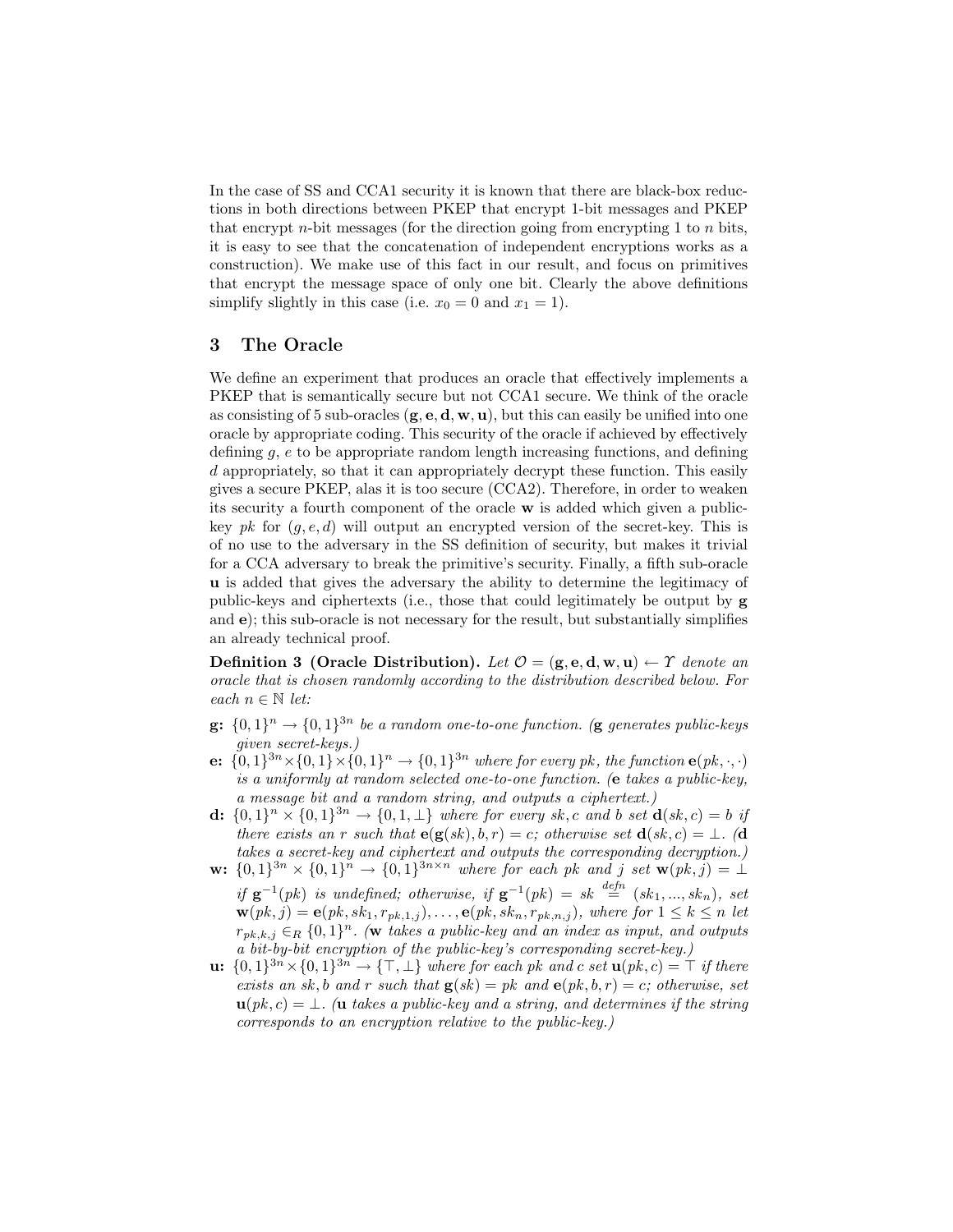In the case of SS and CCA1 security it is known that there are black-box reductions in both directions between PKEP that encrypt 1-bit messages and PKEP that encrypt $n$-bit messages (for the direction going from encrypting 1 to $n$ bits, it is easy to see that the concatenation of independent encryptions works as a construction). We make use of this fact in our result, and focus on primitives that encrypt the message space of only one bit. Clearly the above definitions simplify slightly in this case (i.e. $x_0 = 0$ and $x_1 = 1$).

## 3 The Oracle

We define an experiment that produces an oracle that effectively implements a PKEP that is semantically secure but not CCA1 secure. We think of the oracle as consisting of 5 sub-oracles $(\mathbf{g}, \mathbf{e}, \mathbf{d}, \mathbf{w}, \mathbf{u})$, but this can easily be unified into one oracle by appropriate coding. This security of the oracle if achieved by effectively defining $g$, $e$ to be appropriate random length increasing functions, and defining $d$ appropriately, so that it can appropriately decrypt these function. This easily gives a secure PKEP, alas it is too secure (CCA2). Therefore, in order to weaken its security a fourth component of the oracle $\mathbf{w}$ is added which given a public-key $pk$ for $(g, e, d)$ will output an encrypted version of the secret-key. This is of no use to the adversary in the SS definition of security, but makes it trivial for a CCA adversary to break the primitive's security. Finally, a fifth sub-oracle $\mathbf{u}$ is added that gives the adversary the ability to determine the legitimacy of public-keys and ciphertexts (i.e., those that could legitimately be output by $\mathbf{g}$ and $\mathbf{e}$); this sub-oracle is not necessary for the result, but substantially simplifies an already technical proof.

**Definition 3 (Oracle Distribution).** *Let $\mathcal{O} = (\mathbf{g}, \mathbf{e}, \mathbf{d}, \mathbf{w}, \mathbf{u}) \leftarrow \Upsilon$ denote an oracle that is chosen randomly according to the distribution described below. For each $n \in \mathbb{N}$ let:*

- **g:** *$\{0,1\}^n \to \{0,1\}^{3n}$ be a random one-to-one function. (**g** generates public-keys given secret-keys.)*
- **e:** *$\{0,1\}^{3n} \times \{0,1\} \times \{0,1\}^n \to \{0,1\}^{3n}$ where for every $pk$, the function $\mathbf{e}(pk, \cdot, \cdot)$ is a uniformly at random selected one-to-one function. (**e** takes a public-key, a message bit and a random string, and outputs a ciphertext.)*
- **d:** *$\{0,1\}^n \times \{0,1\}^{3n} \to \{0, 1, \perp\}$ where for every $sk, c$ and $b$ set $\mathbf{d}(sk, c) = b$ if there exists an $r$ such that $\mathbf{e}(\mathbf{g}(sk), b, r) = c$; otherwise set $\mathbf{d}(sk, c) = \perp$. (**d** takes a secret-key and ciphertext and outputs the corresponding decryption.)*
- **w:** *$\{0,1\}^{3n} \times \{0,1\}^n \to \{0,1\}^{3n \times n}$ where for each $pk$ and $j$ set $\mathbf{w}(pk, j) = \perp$ if $\mathbf{g}^{-1}(pk)$ is undefined; otherwise, if $\mathbf{g}^{-1}(pk) = sk \overset{defn}{=} (sk_1, ..., sk_n)$, set $\mathbf{w}(pk, j) = \mathbf{e}(pk, sk_1, r_{pk,1,j}), \ldots, \mathbf{e}(pk, sk_n, r_{pk,n,j})$, where for $1 \le k \le n$ let $r_{pk,k,j} \in_R \{0,1\}^n$. (**w** takes a public-key and an index as input, and outputs a bit-by-bit encryption of the public-key's corresponding secret-key.)*
- **u:** *$\{0,1\}^{3n} \times \{0,1\}^{3n} \to \{\top, \perp\}$ where for each $pk$ and $c$ set $\mathbf{u}(pk, c) = \top$ if there exists an $sk, b$ and $r$ such that $\mathbf{g}(sk) = pk$ and $\mathbf{e}(pk, b, r) = c$; otherwise, set $\mathbf{u}(pk, c) = \perp$. (**u** takes a public-key and a string, and determines if the string corresponds to an encryption relative to the public-key.)*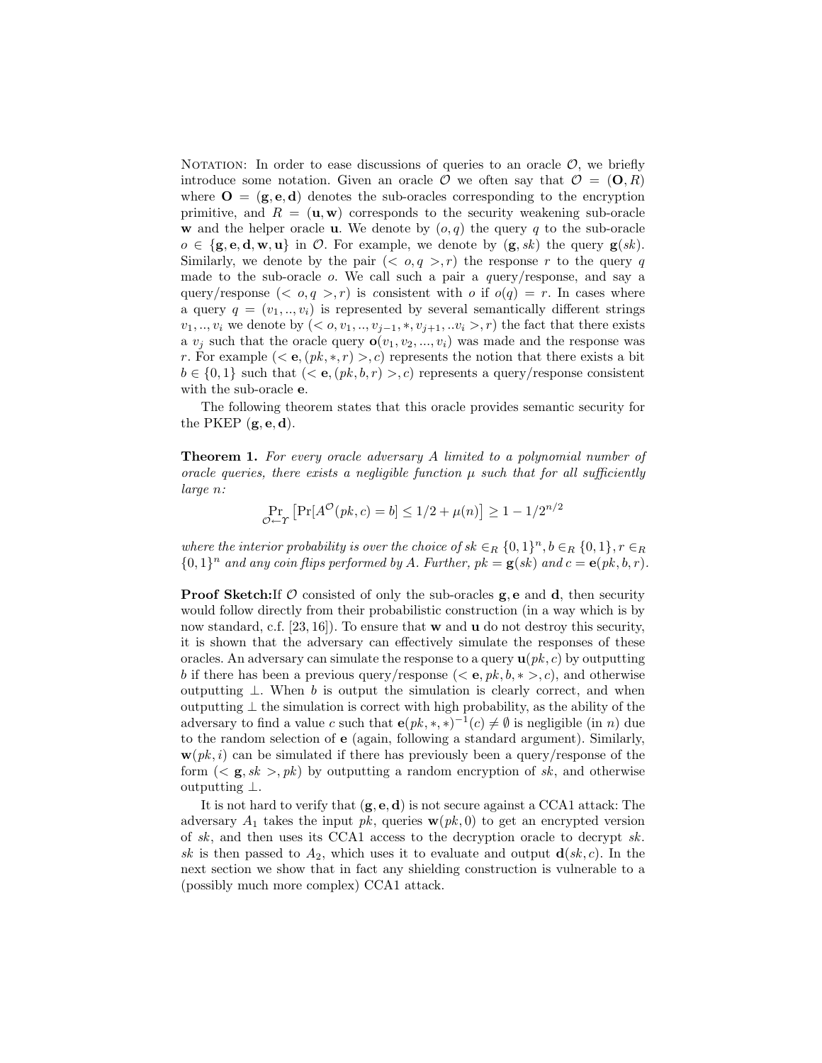NOTATION: In order to ease discussions of queries to an oracle $\mathcal{O}$, we briefly introduce some notation. Given an oracle $\mathcal{O}$ we often say that $\mathcal{O} = (\mathbf{O}, R)$ where $\mathbf{O} = (\mathbf{g}, \mathbf{e}, \mathbf{d})$ denotes the sub-oracles corresponding to the encryption primitive, and $R = (\mathbf{u}, \mathbf{w})$ corresponds to the security weakening sub-oracle $\mathbf{w}$ and the helper oracle $\mathbf{u}$. We denote by $(o, q)$ the query $q$ to the sub-oracle $o \in \{\mathbf{g}, \mathbf{e}, \mathbf{d}, \mathbf{w}, \mathbf{u}\}$ in $\mathcal{O}$. For example, we denote by $(\mathbf{g}, sk)$ the query $\mathbf{g}(sk)$. Similarly, we denote by the pair $(< o, q >, r)$ the response $r$ to the query $q$ made to the sub-oracle $o$. We call such a pair a *query/response*, and say a query/response $(< o, q >, r)$ is consistent with $o$ if $o(q) = r$. In cases where a query $q = (v_1, .., v_i)$ is represented by several semantically different strings $v_1, .., v_i$ we denote by $(< o, v_1, .., v_{j-1}, *, v_{j+1}, ..v_i >, r)$ the fact that there exists a $v_j$ such that the oracle query $\mathbf{o}(v_1, v_2, ..., v_i)$ was made and the response was $r$. For example $(< \mathbf{e}, (pk, *, r) >, c)$ represents the notion that there exists a bit $b \in \{0, 1\}$ such that $(< \mathbf{e}, (pk, b, r) >, c)$ represents a query/response consistent with the sub-oracle $\mathbf{e}$.

The following theorem states that this oracle provides semantic security for the PKEP $(\mathbf{g}, \mathbf{e}, \mathbf{d})$.

**Theorem 1.** *For every oracle adversary A limited to a polynomial number of oracle queries, there exists a negligible function $\mu$ such that for all sufficiently large n:*

$$\Pr_{\mathcal{O} \leftarrow \Upsilon}\left[\Pr[A^{\mathcal{O}}(pk, c) = b] \leq 1/2 + \mu(n)\right] \geq 1 - 1/2^{n/2}$$

*where the interior probability is over the choice of $sk \in_R \{0,1\}^n, b \in_R \{0,1\}, r \in_R \{0,1\}^n$ and any coin flips performed by A. Further, $pk = \mathbf{g}(sk)$ and $c = \mathbf{e}(pk, b, r)$.*

**Proof Sketch:** If $\mathcal{O}$ consisted of only the sub-oracles $\mathbf{g}, \mathbf{e}$ and $\mathbf{d}$, then security would follow directly from their probabilistic construction (in a way which is by now standard, c.f. [23, 16]). To ensure that $\mathbf{w}$ and $\mathbf{u}$ do not destroy this security, it is shown that the adversary can effectively simulate the responses of these oracles. An adversary can simulate the response to a query $\mathbf{u}(pk, c)$ by outputting $b$ if there has been a previous query/response $(< \mathbf{e}, pk, b, * >, c)$, and otherwise outputting $\perp$. When $b$ is output the simulation is clearly correct, and when outputting $\perp$ the simulation is correct with high probability, as the ability of the adversary to find a value $c$ such that $\mathbf{e}(pk, *, *)^{-1}(c) \neq \emptyset$ is negligible (in $n$) due to the random selection of $\mathbf{e}$ (again, following a standard argument). Similarly, $\mathbf{w}(pk, i)$ can be simulated if there has previously been a query/response of the form $(< \mathbf{g}, sk >, pk)$ by outputting a random encryption of $sk$, and otherwise outputting $\perp$.

It is not hard to verify that $(\mathbf{g}, \mathbf{e}, \mathbf{d})$ is not secure against a CCA1 attack: The adversary $A_1$ takes the input $pk$, queries $\mathbf{w}(pk, 0)$ to get an encrypted version of $sk$, and then uses its CCA1 access to the decryption oracle to decrypt $sk$. $sk$ is then passed to $A_2$, which uses it to evaluate and output $\mathbf{d}(sk, c)$. In the next section we show that in fact any shielding construction is vulnerable to a (possibly much more complex) CCA1 attack.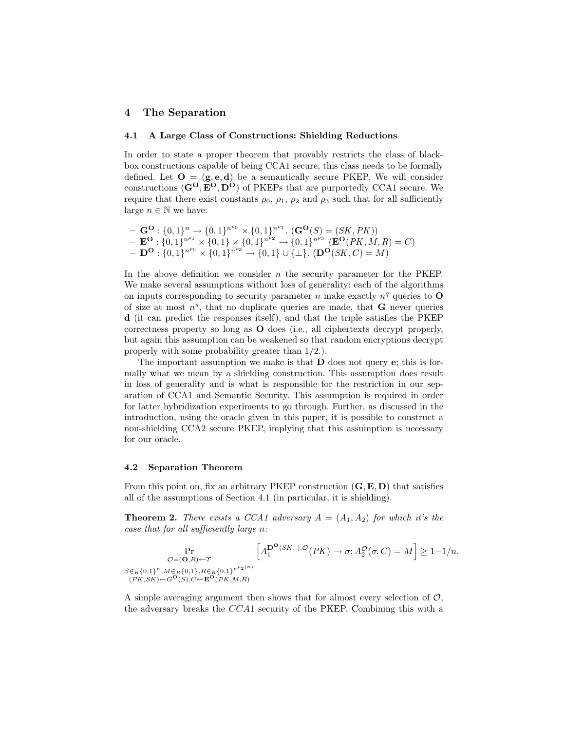## 4 The Separation

### 4.1 A Large Class of Constructions: Shielding Reductions

In order to state a proper theorem that provably restricts the class of black-box constructions capable of being CCA1 secure, this class needs to be formally defined. Let $\mathbf{O} = (\mathbf{g}, \mathbf{e}, \mathbf{d})$ be a semantically secure PKEP. We will consider constructions $(\mathbf{G^O}, \mathbf{E^O}, \mathbf{D^O})$ of PKEPs that are purportedly CCA1 secure. We require that there exist constants $\rho_0$, $\rho_1$, $\rho_2$ and $\rho_3$ such that for all sufficiently large $n \in \mathbb{N}$ we have:

- $\mathbf{G^O} : \{0,1\}^n \rightarrow \{0,1\}^{n^{\rho_0}} \times \{0,1\}^{n^{\rho_1}}$. $(\mathbf{G^O}(S) = (SK, PK))$
- $\mathbf{E^O} : \{0,1\}^{n^{\rho_1}} \times \{0,1\} \times \{0,1\}^{n^{\rho_2}} \rightarrow \{0,1\}^{n^{\rho_3}}$ $(\mathbf{E^O}(PK, M, R) = C)$
- $\mathbf{D^O} : \{0,1\}^{n^{\rho_0}} \times \{0,1\}^{n^{\rho_3}} \rightarrow \{0,1\} \cup \{\bot\}$. $(\mathbf{D^O}(SK, C) = M)$

In the above definition we consider $n$ the security parameter for the PKEP. We make several assumptions without loss of generality: each of the algorithms on inputs corresponding to security parameter $n$ make exactly $n^q$ queries to $\mathbf{O}$ of size at most $n^s$, that no duplicate queries are made, that $\mathbf{G}$ never queries $\mathbf{d}$ (it can predict the responses itself), and that the triple satisfies the PKEP correctness property so long as $\mathbf{O}$ does (i.e., all ciphertexts decrypt properly, but again this assumption can be weakened so that random encryptions decrypt properly with some probability greater than 1/2.).

The important assumption we make is that $\mathbf{D}$ does not query $\mathbf{e}$; this is formally what we mean by a shielding construction. This assumption does result in loss of generality and is what is responsible for the restriction in our separation of CCA1 and Semantic Security. This assumption is required in order for latter hybridization experiments to go through. Further, as discussed in the introduction, using the oracle given in this paper, it is possible to construct a non-shielding CCA2 secure PKEP, implying that this assumption is necessary for our oracle.

### 4.2 Separation Theorem

From this point on, fix an arbitrary PKEP construction $(\mathbf{G}, \mathbf{E}, \mathbf{D})$ that satisfies all of the assumptions of Section 4.1 (in particular, it is shielding).

**Theorem 2.** *There exists a CCA1 adversary $A = (A_1, A_2)$ for which it's the case that for all sufficiently large $n$:*

$$\Pr_{\substack{\mathcal{O}=(\mathbf{O},R)\leftarrow\Upsilon \\ S\in_R\{0,1\}^n, M\in_R\{0,1\}, R\in_R\{0,1\}^{n^{\rho_2(n)}} \\ (PK,SK)\leftarrow\mathbf{G^O}(S), C\leftarrow\mathbf{E^O}(PK,M,R)}} \left[A_1^{\mathbf{D^O}(SK,\cdot),\mathcal{O}}(PK) \rightarrow \sigma; A_2^{\mathcal{O}}(\sigma, C) = M\right] \geq 1 - 1/n.$$

A simple averaging argument then shows that for almost every selection of $\mathcal{O}$, the adversary breaks the $CCA1$ security of the PKEP. Combining this with a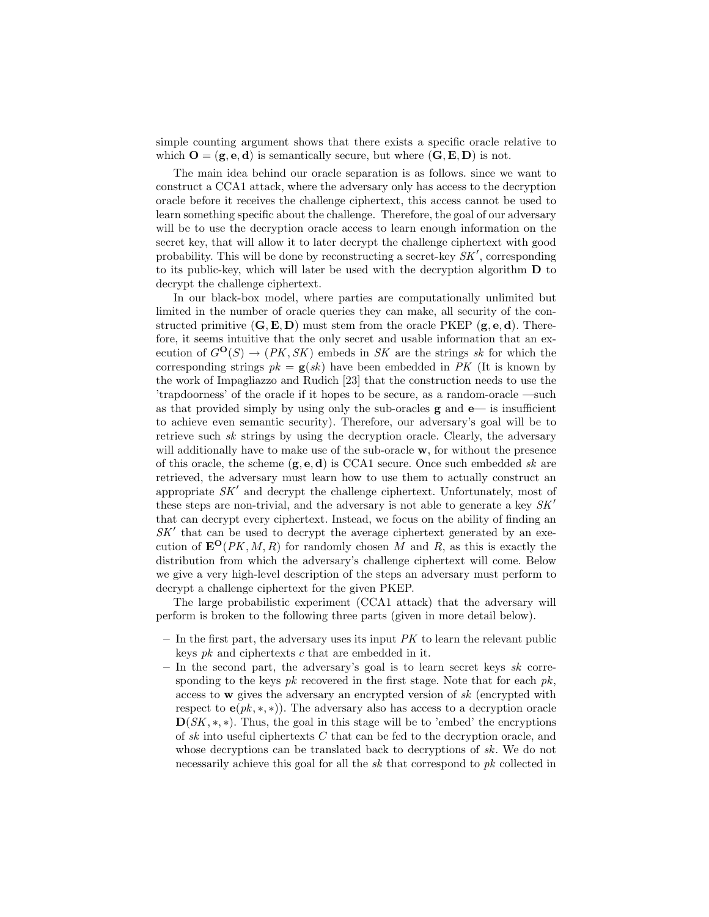simple counting argument shows that there exists a specific oracle relative to which $\mathbf{O} = (\mathbf{g}, \mathbf{e}, \mathbf{d})$ is semantically secure, but where $(\mathbf{G}, \mathbf{E}, \mathbf{D})$ is not.

The main idea behind our oracle separation is as follows. since we want to construct a CCA1 attack, where the adversary only has access to the decryption oracle before it receives the challenge ciphertext, this access cannot be used to learn something specific about the challenge. Therefore, the goal of our adversary will be to use the decryption oracle access to learn enough information on the secret key, that will allow it to later decrypt the challenge ciphertext with good probability. This will be done by reconstructing a secret-key $SK'$, corresponding to its public-key, which will later be used with the decryption algorithm $\mathbf{D}$ to decrypt the challenge ciphertext.

In our black-box model, where parties are computationally unlimited but limited in the number of oracle queries they can make, all security of the constructed primitive $(\mathbf{G}, \mathbf{E}, \mathbf{D})$ must stem from the oracle PKEP $(\mathbf{g}, \mathbf{e}, \mathbf{d})$. Therefore, it seems intuitive that the only secret and usable information that an execution of $G^{\mathbf{O}}(S) \rightarrow (PK, SK)$ embeds in $SK$ are the strings $sk$ for which the corresponding strings $pk = \mathbf{g}(sk)$ have been embedded in $PK$ (It is known by the work of Impagliazzo and Rudich [23] that the construction needs to use the 'trapdoorness' of the oracle if it hopes to be secure, as a random-oracle —such as that provided simply by using only the sub-oracles $\mathbf{g}$ and $\mathbf{e}$— is insufficient to achieve even semantic security). Therefore, our adversary's goal will be to retrieve such $sk$ strings by using the decryption oracle. Clearly, the adversary will additionally have to make use of the sub-oracle $\mathbf{w}$, for without the presence of this oracle, the scheme $(\mathbf{g}, \mathbf{e}, \mathbf{d})$ is CCA1 secure. Once such embedded $sk$ are retrieved, the adversary must learn how to use them to actually construct an appropriate $SK'$ and decrypt the challenge ciphertext. Unfortunately, most of these steps are non-trivial, and the adversary is not able to generate a key $SK'$ that can decrypt every ciphertext. Instead, we focus on the ability of finding an $SK'$ that can be used to decrypt the average ciphertext generated by an execution of $\mathbf{E}^{\mathbf{O}}(PK, M, R)$ for randomly chosen $M$ and $R$, as this is exactly the distribution from which the adversary's challenge ciphertext will come. Below we give a very high-level description of the steps an adversary must perform to decrypt a challenge ciphertext for the given PKEP.

The large probabilistic experiment (CCA1 attack) that the adversary will perform is broken to the following three parts (given in more detail below).

- In the first part, the adversary uses its input $PK$ to learn the relevant public keys $pk$ and ciphertexts $c$ that are embedded in it.
- In the second part, the adversary's goal is to learn secret keys $sk$ corresponding to the keys $pk$ recovered in the first stage. Note that for each $pk$, access to $\mathbf{w}$ gives the adversary an encrypted version of $sk$ (encrypted with respect to $\mathbf{e}(pk, *, *)$). The adversary also has access to a decryption oracle $\mathbf{D}(SK, *, *)$. Thus, the goal in this stage will be to 'embed' the encryptions of $sk$ into useful ciphertexts $C$ that can be fed to the decryption oracle, and whose decryptions can be translated back to decryptions of $sk$. We do not necessarily achieve this goal for all the $sk$ that correspond to $pk$ collected in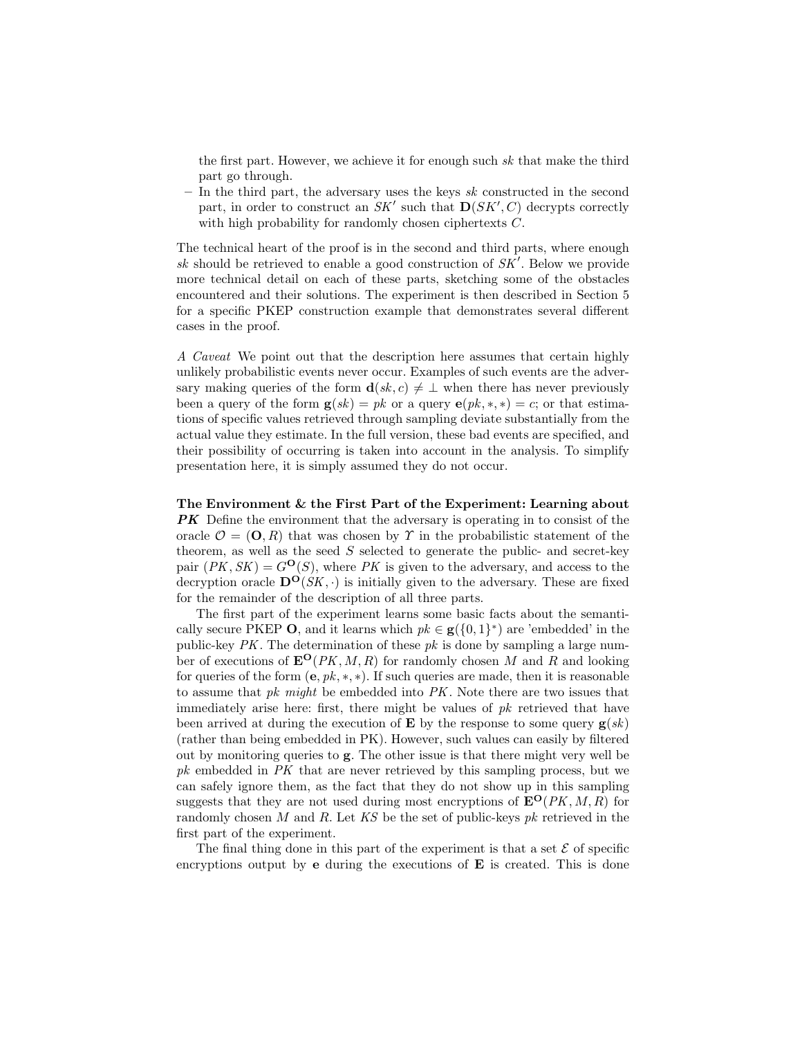the first part. However, we achieve it for enough such $sk$ that make the third part go through.

– In the third part, the adversary uses the keys $sk$ constructed in the second part, in order to construct an $SK'$ such that $\mathbf{D}(SK', C)$ decrypts correctly with high probability for randomly chosen ciphertexts $C$.

The technical heart of the proof is in the second and third parts, where enough $sk$ should be retrieved to enable a good construction of $SK'$. Below we provide more technical detail on each of these parts, sketching some of the obstacles encountered and their solutions. The experiment is then described in Section 5 for a specific PKEP construction example that demonstrates several different cases in the proof.

*A Caveat* We point out that the description here assumes that certain highly unlikely probabilistic events never occur. Examples of such events are the adversary making queries of the form $\mathbf{d}(sk, c) \neq \bot$ when there has never previously been a query of the form $\mathbf{g}(sk) = pk$ or a query $\mathbf{e}(pk, *, *) = c$; or that estimations of specific values retrieved through sampling deviate substantially from the actual value they estimate. In the full version, these bad events are specified, and their possibility of occurring is taken into account in the analysis. To simplify presentation here, it is simply assumed they do not occur.

**The Environment & the First Part of the Experiment: Learning about *PK*** Define the environment that the adversary is operating in to consist of the oracle $\mathcal{O} = (\mathbf{O}, R)$ that was chosen by $\Upsilon$ in the probabilistic statement of the theorem, as well as the seed $S$ selected to generate the public- and secret-key pair $(PK, SK) = G^{\mathbf{O}}(S)$, where $PK$ is given to the adversary, and access to the decryption oracle $\mathbf{D}^{\mathbf{O}}(SK, \cdot)$ is initially given to the adversary. These are fixed for the remainder of the description of all three parts.

The first part of the experiment learns some basic facts about the semantically secure PKEP $\mathbf{O}$, and it learns which $pk \in \mathbf{g}(\{0,1\}^*)$ are 'embedded' in the public-key $PK$. The determination of these $pk$ is done by sampling a large number of executions of $\mathbf{E}^{\mathbf{O}}(PK, M, R)$ for randomly chosen $M$ and $R$ and looking for queries of the form $(\mathbf{e}, pk, *, *)$. If such queries are made, then it is reasonable to assume that $pk$ *might* be embedded into $PK$. Note there are two issues that immediately arise here: first, there might be values of $pk$ retrieved that have been arrived at during the execution of $\mathbf{E}$ by the response to some query $\mathbf{g}(sk)$ (rather than being embedded in PK). However, such values can easily by filtered out by monitoring queries to $\mathbf{g}$. The other issue is that there might very well be $pk$ embedded in $PK$ that are never retrieved by this sampling process, but we can safely ignore them, as the fact that they do not show up in this sampling suggests that they are not used during most encryptions of $\mathbf{E}^{\mathbf{O}}(PK, M, R)$ for randomly chosen $M$ and $R$. Let $KS$ be the set of public-keys $pk$ retrieved in the first part of the experiment.

The final thing done in this part of the experiment is that a set $\mathcal{E}$ of specific encryptions output by $\mathbf{e}$ during the executions of $\mathbf{E}$ is created. This is done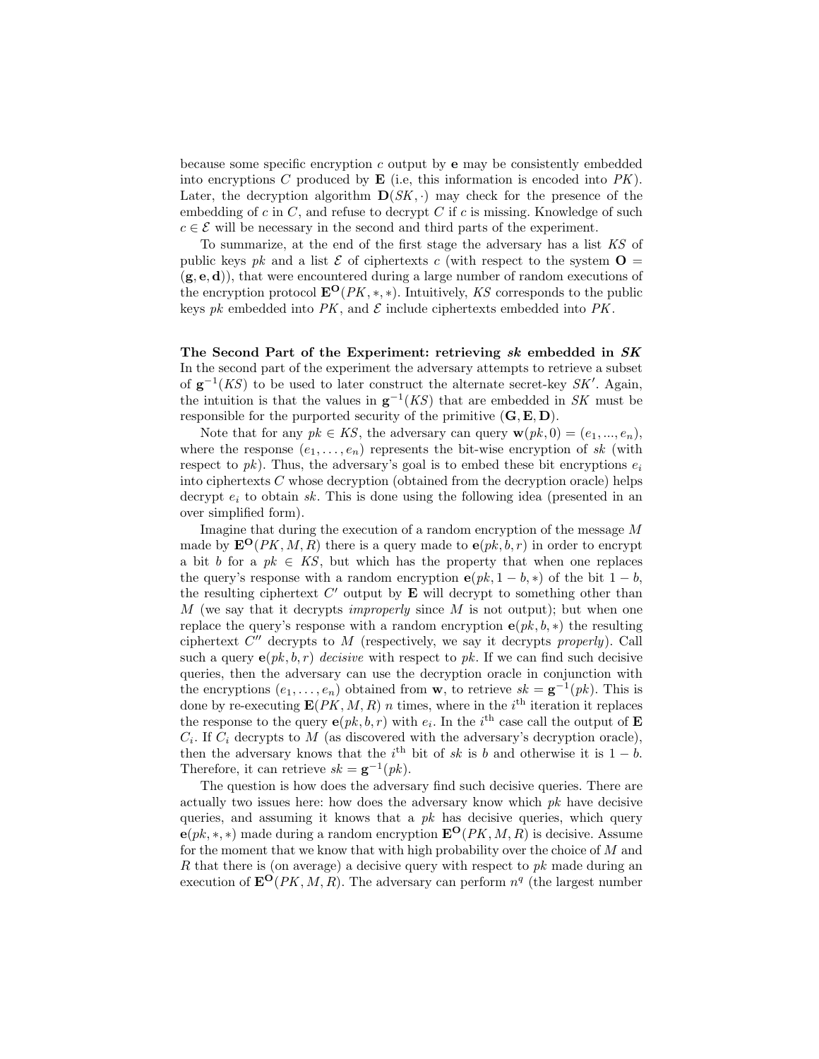because some specific encryption $c$ output by $\mathbf{e}$ may be consistently embedded into encryptions $C$ produced by $\mathbf{E}$ (i.e, this information is encoded into $PK$). Later, the decryption algorithm $\mathbf{D}(SK, \cdot)$ may check for the presence of the embedding of $c$ in $C$, and refuse to decrypt $C$ if $c$ is missing. Knowledge of such $c \in \mathcal{E}$ will be necessary in the second and third parts of the experiment.

To summarize, at the end of the first stage the adversary has a list $KS$ of public keys $pk$ and a list $\mathcal{E}$ of ciphertexts $c$ (with respect to the system $\mathbf{O} = (\mathbf{g}, \mathbf{e}, \mathbf{d})$), that were encountered during a large number of random executions of the encryption protocol $\mathbf{E}^{\mathbf{O}}(PK, *, *)$. Intuitively, $KS$ corresponds to the public keys $pk$ embedded into $PK$, and $\mathcal{E}$ include ciphertexts embedded into $PK$.

**The Second Part of the Experiment: retrieving $sk$ embedded in $SK$** In the second part of the experiment the adversary attempts to retrieve a subset of $\mathbf{g}^{-1}(KS)$ to be used to later construct the alternate secret-key $SK'$. Again, the intuition is that the values in $\mathbf{g}^{-1}(KS)$ that are embedded in $SK$ must be responsible for the purported security of the primitive $(\mathbf{G}, \mathbf{E}, \mathbf{D})$.

Note that for any $pk \in KS$, the adversary can query $\mathbf{w}(pk, 0) = (e_1, ..., e_n)$, where the response $(e_1, \ldots, e_n)$ represents the bit-wise encryption of $sk$ (with respect to $pk$). Thus, the adversary's goal is to embed these bit encryptions $e_i$ into ciphertexts $C$ whose decryption (obtained from the decryption oracle) helps decrypt $e_i$ to obtain $sk$. This is done using the following idea (presented in an over simplified form).

Imagine that during the execution of a random encryption of the message $M$ made by $\mathbf{E}^{\mathbf{O}}(PK, M, R)$ there is a query made to $\mathbf{e}(pk, b, r)$ in order to encrypt a bit $b$ for a $pk \in KS$, but which has the property that when one replaces the query's response with a random encryption $\mathbf{e}(pk, 1 - b, *)$ of the bit $1 - b$, the resulting ciphertext $C'$ output by $\mathbf{E}$ will decrypt to something other than $M$ (we say that it decrypts *improperly* since $M$ is not output); but when one replace the query's response with a random encryption $\mathbf{e}(pk, b, *)$ the resulting ciphertext $C''$ decrypts to $M$ (respectively, we say it decrypts *properly*). Call such a query $\mathbf{e}(pk, b, r)$ *decisive* with respect to $pk$. If we can find such decisive queries, then the adversary can use the decryption oracle in conjunction with the encryptions $(e_1, \ldots, e_n)$ obtained from $\mathbf{w}$, to retrieve $sk = \mathbf{g}^{-1}(pk)$. This is done by re-executing $\mathbf{E}(PK, M, R)$ $n$ times, where in the $i^{\text{th}}$ iteration it replaces the response to the query $\mathbf{e}(pk, b, r)$ with $e_i$. In the $i^{\text{th}}$ case call the output of $\mathbf{E}$ $C_i$. If $C_i$ decrypts to $M$ (as discovered with the adversary's decryption oracle), then the adversary knows that the $i^{\text{th}}$ bit of $sk$ is $b$ and otherwise it is $1 - b$. Therefore, it can retrieve $sk = \mathbf{g}^{-1}(pk)$.

The question is how does the adversary find such decisive queries. There are actually two issues here: how does the adversary know which $pk$ have decisive queries, and assuming it knows that a $pk$ has decisive queries, which query $\mathbf{e}(pk, *, *)$ made during a random encryption $\mathbf{E}^{\mathbf{O}}(PK, M, R)$ is decisive. Assume for the moment that we know that with high probability over the choice of $M$ and $R$ that there is (on average) a decisive query with respect to $pk$ made during an execution of $\mathbf{E}^{\mathbf{O}}(PK, M, R)$. The adversary can perform $n^q$ (the largest number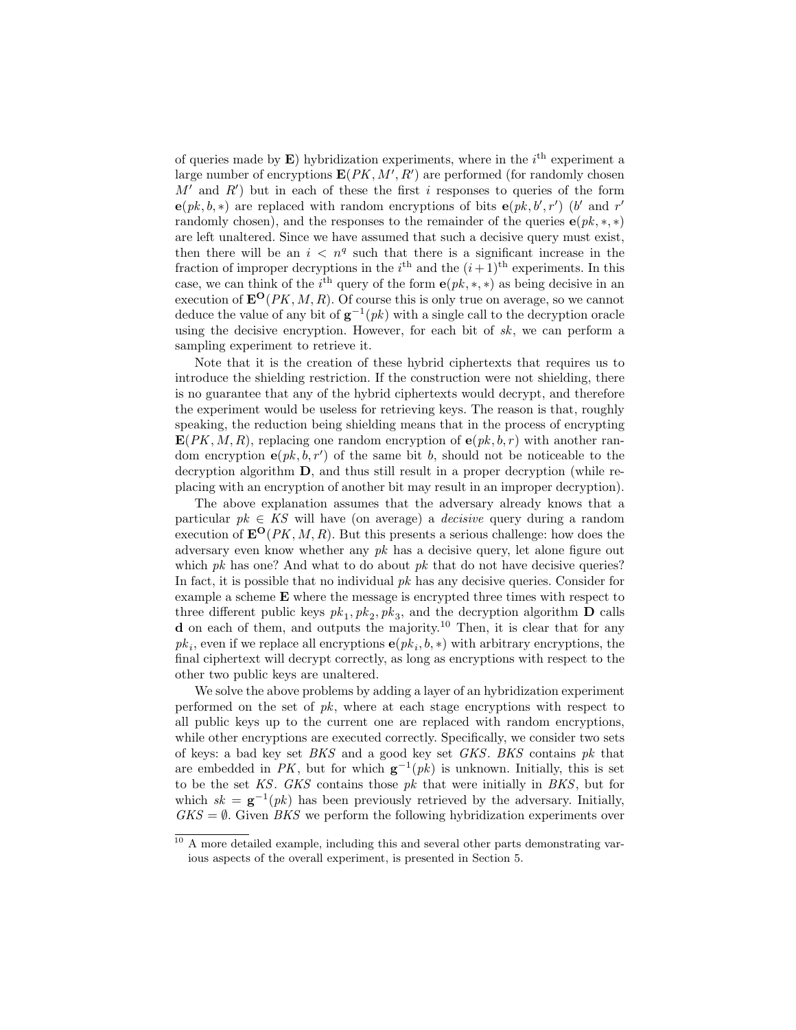of queries made by $\mathbf{E}$) hybridization experiments, where in the $i^{\text{th}}$ experiment a large number of encryptions $\mathbf{E}(PK, M', R')$ are performed (for randomly chosen $M'$ and $R'$) but in each of these the first $i$ responses to queries of the form $\mathbf{e}(pk, b, *)$ are replaced with random encryptions of bits $\mathbf{e}(pk, b', r')$ ($b'$ and $r'$ randomly chosen), and the responses to the remainder of the queries $\mathbf{e}(pk, *, *)$ are left unaltered. Since we have assumed that such a decisive query must exist, then there will be an $i < n^q$ such that there is a significant increase in the fraction of improper decryptions in the $i^{\text{th}}$ and the $(i+1)^{\text{th}}$ experiments. In this case, we can think of the $i^{\text{th}}$ query of the form $\mathbf{e}(pk, *, *)$ as being decisive in an execution of $\mathbf{E}^{\mathbf{O}}(PK, M, R)$. Of course this is only true on average, so we cannot deduce the value of any bit of $\mathbf{g}^{-1}(pk)$ with a single call to the decryption oracle using the decisive encryption. However, for each bit of $sk$, we can perform a sampling experiment to retrieve it.

Note that it is the creation of these hybrid ciphertexts that requires us to introduce the shielding restriction. If the construction were not shielding, there is no guarantee that any of the hybrid ciphertexts would decrypt, and therefore the experiment would be useless for retrieving keys. The reason is that, roughly speaking, the reduction being shielding means that in the process of encrypting $\mathbf{E}(PK, M, R)$, replacing one random encryption of $\mathbf{e}(pk, b, r)$ with another random encryption $\mathbf{e}(pk, b, r')$ of the same bit $b$, should not be noticeable to the decryption algorithm $\mathbf{D}$, and thus still result in a proper decryption (while replacing with an encryption of another bit may result in an improper decryption).

The above explanation assumes that the adversary already knows that a particular $pk \in KS$ will have (on average) a *decisive* query during a random execution of $\mathbf{E}^{\mathbf{O}}(PK, M, R)$. But this presents a serious challenge: how does the adversary even know whether any $pk$ has a decisive query, let alone figure out which $pk$ has one? And what to do about $pk$ that do not have decisive queries? In fact, it is possible that no individual $pk$ has any decisive queries. Consider for example a scheme $\mathbf{E}$ where the message is encrypted three times with respect to three different public keys $pk_1, pk_2, pk_3$, and the decryption algorithm $\mathbf{D}$ calls $\mathbf{d}$ on each of them, and outputs the majority.[10] Then, it is clear that for any $pk_i$, even if we replace all encryptions $\mathbf{e}(pk_i, b, *)$ with arbitrary encryptions, the final ciphertext will decrypt correctly, as long as encryptions with respect to the other two public keys are unaltered.

We solve the above problems by adding a layer of an hybridization experiment performed on the set of $pk$, where at each stage encryptions with respect to all public keys up to the current one are replaced with random encryptions, while other encryptions are executed correctly. Specifically, we consider two sets of keys: a bad key set $BKS$ and a good key set $GKS$. $BKS$ contains $pk$ that are embedded in $PK$, but for which $\mathbf{g}^{-1}(pk)$ is unknown. Initially, this is set to be the set $KS$. $GKS$ contains those $pk$ that were initially in $BKS$, but for which $sk = \mathbf{g}^{-1}(pk)$ has been previously retrieved by the adversary. Initially, $GKS = \emptyset$. Given $BKS$ we perform the following hybridization experiments over

[10] A more detailed example, including this and several other parts demonstrating various aspects of the overall experiment, is presented in Section 5.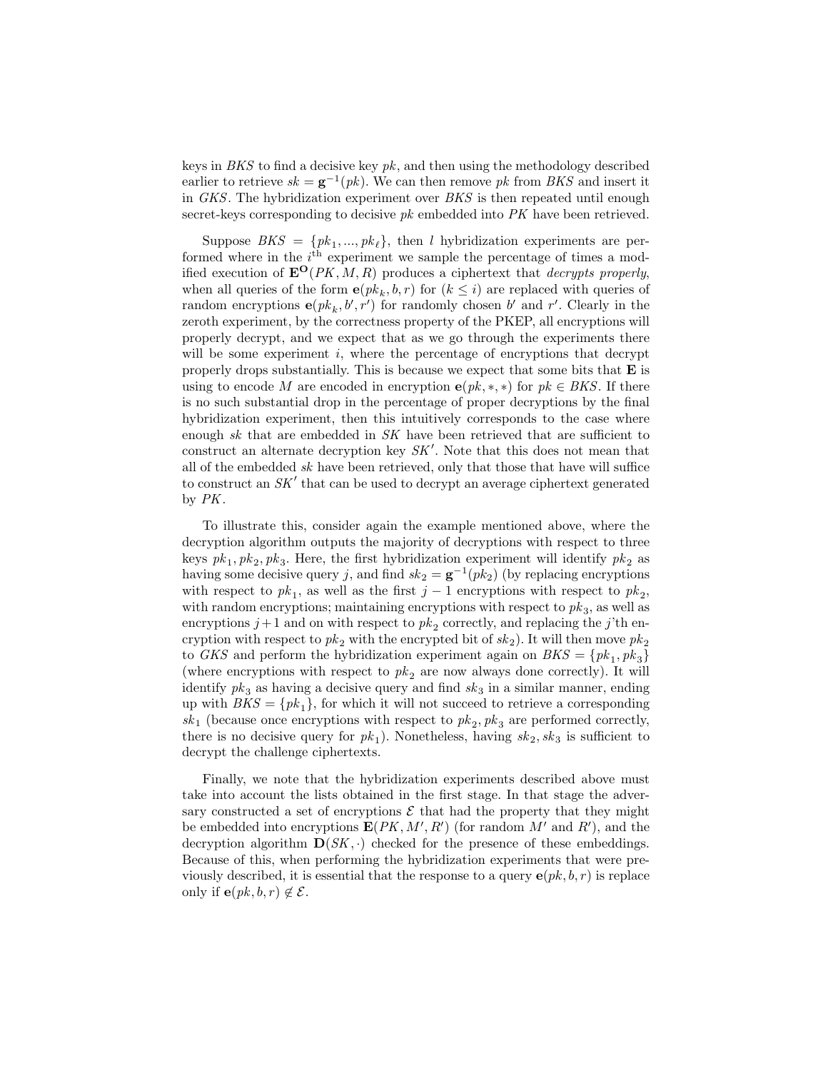keys in *BKS* to find a decisive key $pk$, and then using the methodology described earlier to retrieve $sk = \mathbf{g}^{-1}(pk)$. We can then remove $pk$ from *BKS* and insert it in *GKS*. The hybridization experiment over *BKS* is then repeated until enough secret-keys corresponding to decisive $pk$ embedded into $PK$ have been retrieved.

Suppose $BKS = \{pk_1, ..., pk_\ell\}$, then $l$ hybridization experiments are performed where in the $i^{\text{th}}$ experiment we sample the percentage of times a modified execution of $\mathbf{E}^{\mathbf{O}}(PK, M, R)$ produces a ciphertext that *decrypts properly*, when all queries of the form $\mathbf{e}(pk_k, b, r)$ for $(k \leq i)$ are replaced with queries of random encryptions $\mathbf{e}(pk_k, b', r')$ for randomly chosen $b'$ and $r'$. Clearly in the zeroth experiment, by the correctness property of the PKEP, all encryptions will properly decrypt, and we expect that as we go through the experiments there will be some experiment $i$, where the percentage of encryptions that decrypt properly drops substantially. This is because we expect that some bits that $\mathbf{E}$ is using to encode $M$ are encoded in encryption $\mathbf{e}(pk, *, *)$ for $pk \in BKS$. If there is no such substantial drop in the percentage of proper decryptions by the final hybridization experiment, then this intuitively corresponds to the case where enough $sk$ that are embedded in $SK$ have been retrieved that are sufficient to construct an alternate decryption key $SK'$. Note that this does not mean that all of the embedded $sk$ have been retrieved, only that those that have will suffice to construct an $SK'$ that can be used to decrypt an average ciphertext generated by $PK$.

To illustrate this, consider again the example mentioned above, where the decryption algorithm outputs the majority of decryptions with respect to three keys $pk_1, pk_2, pk_3$. Here, the first hybridization experiment will identify $pk_2$ as having some decisive query $j$, and find $sk_2 = \mathbf{g}^{-1}(pk_2)$ (by replacing encryptions with respect to $pk_1$, as well as the first $j-1$ encryptions with respect to $pk_2$, with random encryptions; maintaining encryptions with respect to $pk_3$, as well as encryptions $j+1$ and on with respect to $pk_2$ correctly, and replacing the $j$'th encryption with respect to $pk_2$ with the encrypted bit of $sk_2$). It will then move $pk_2$ to *GKS* and perform the hybridization experiment again on $BKS = \{pk_1, pk_3\}$ (where encryptions with respect to $pk_2$ are now always done correctly). It will identify $pk_3$ as having a decisive query and find $sk_3$ in a similar manner, ending up with $BKS = \{pk_1\}$, for which it will not succeed to retrieve a corresponding $sk_1$ (because once encryptions with respect to $pk_2, pk_3$ are performed correctly, there is no decisive query for $pk_1$). Nonetheless, having $sk_2, sk_3$ is sufficient to decrypt the challenge ciphertexts.

Finally, we note that the hybridization experiments described above must take into account the lists obtained in the first stage. In that stage the adversary constructed a set of encryptions $\mathcal{E}$ that had the property that they might be embedded into encryptions $\mathbf{E}(PK, M', R')$ (for random $M'$ and $R'$), and the decryption algorithm $\mathbf{D}(SK, \cdot)$ checked for the presence of these embeddings. Because of this, when performing the hybridization experiments that were previously described, it is essential that the response to a query $\mathbf{e}(pk, b, r)$ is replace only if $\mathbf{e}(pk, b, r) \notin \mathcal{E}$.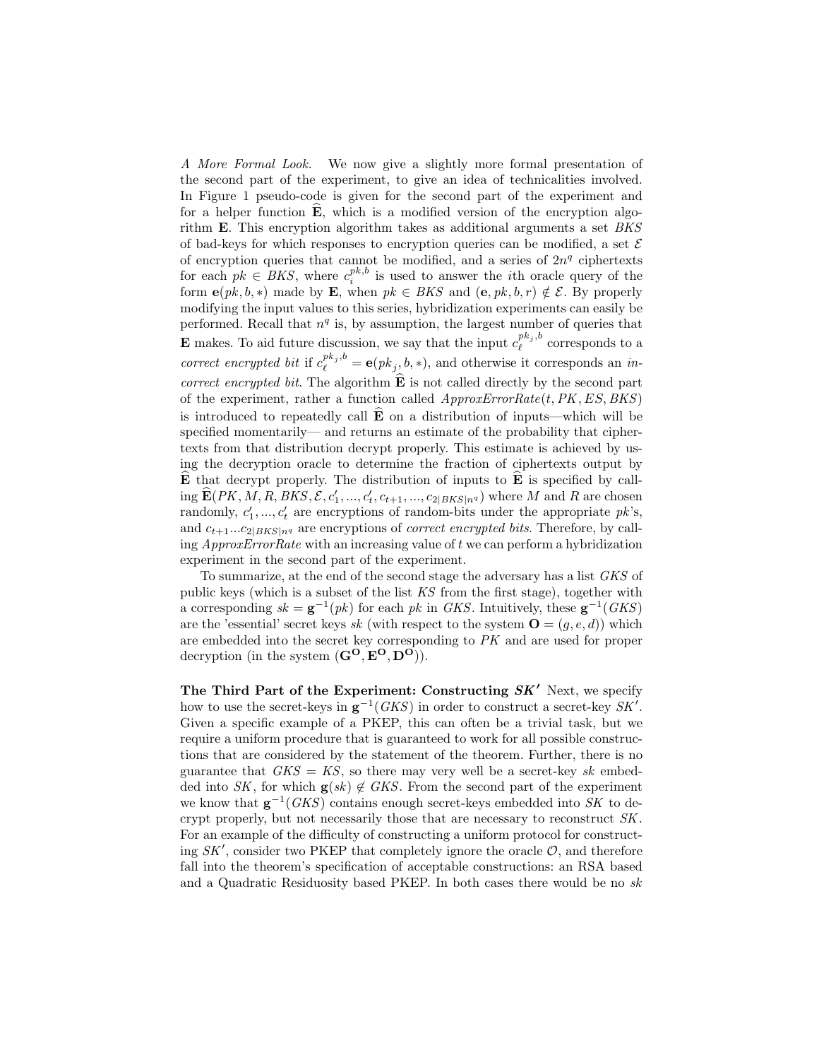*A More Formal Look.* We now give a slightly more formal presentation of the second part of the experiment, to give an idea of technicalities involved. In Figure 1 pseudo-code is given for the second part of the experiment and for a helper function $\widehat{\mathbf{E}}$, which is a modified version of the encryption algorithm $\mathbf{E}$. This encryption algorithm takes as additional arguments a set $BKS$ of bad-keys for which responses to encryption queries can be modified, a set $\mathcal{E}$ of encryption queries that cannot be modified, and a series of $2n^q$ ciphertexts for each $pk \in BKS$, where $c_i^{pk,b}$ is used to answer the $i$th oracle query of the form $\mathbf{e}(pk, b, *)$ made by $\mathbf{E}$, when $pk \in BKS$ and $(\mathbf{e}, pk, b, r) \notin \mathcal{E}$. By properly modifying the input values to this series, hybridization experiments can easily be performed. Recall that $n^q$ is, by assumption, the largest number of queries that $\mathbf{E}$ makes. To aid future discussion, we say that the input $c_\ell^{pk_j,b}$ corresponds to a *correct encrypted bit* if $c_\ell^{pk_j,b} = \mathbf{e}(pk_j, b, *)$, and otherwise it corresponds an *incorrect encrypted bit*. The algorithm $\widehat{\mathbf{E}}$ is not called directly by the second part of the experiment, rather a function called $ApproxErrorRate(t, PK, ES, BKS)$ is introduced to repeatedly call $\widehat{\mathbf{E}}$ on a distribution of inputs—which will be specified momentarily— and returns an estimate of the probability that ciphertexts from that distribution decrypt properly. This estimate is achieved by using the decryption oracle to determine the fraction of ciphertexts output by $\widehat{\mathbf{E}}$ that decrypt properly. The distribution of inputs to $\widehat{\mathbf{E}}$ is specified by calling $\widehat{\mathbf{E}}(PK, M, R, BKS, \mathcal{E}, c'_1, ..., c'_t, c_{t+1}, ..., c_{2|BKS|n^q})$ where $M$ and $R$ are chosen randomly, $c'_1, ..., c'_t$ are encryptions of random-bits under the appropriate $pk$'s, and $c_{t+1}...c_{2|BKS|n^q}$ are encryptions of *correct encrypted bits*. Therefore, by calling $ApproxErrorRate$ with an increasing value of $t$ we can perform a hybridization experiment in the second part of the experiment.

To summarize, at the end of the second stage the adversary has a list $GKS$ of public keys (which is a subset of the list $KS$ from the first stage), together with a corresponding $sk = \mathbf{g}^{-1}(pk)$ for each $pk$ in $GKS$. Intuitively, these $\mathbf{g}^{-1}(GKS)$ are the 'essential' secret keys $sk$ (with respect to the system $\mathbf{O} = (g, e, d)$) which are embedded into the secret key corresponding to $PK$ and are used for proper decryption (in the system $(\mathbf{G^O}, \mathbf{E^O}, \mathbf{D^O})$).

**The Third Part of the Experiment: Constructing $SK'$** Next, we specify how to use the secret-keys in $\mathbf{g}^{-1}(GKS)$ in order to construct a secret-key $SK'$. Given a specific example of a PKEP, this can often be a trivial task, but we require a uniform procedure that is guaranteed to work for all possible constructions that are considered by the statement of the theorem. Further, there is no guarantee that $GKS = KS$, so there may very well be a secret-key $sk$ embedded into $SK$, for which $\mathbf{g}(sk) \notin GKS$. From the second part of the experiment we know that $\mathbf{g}^{-1}(GKS)$ contains enough secret-keys embedded into $SK$ to decrypt properly, but not necessarily those that are necessary to reconstruct $SK$. For an example of the difficulty of constructing a uniform protocol for constructing $SK'$, consider two PKEP that completely ignore the oracle $\mathcal{O}$, and therefore fall into the theorem's specification of acceptable constructions: an RSA based and a Quadratic Residuosity based PKEP. In both cases there would be no $sk$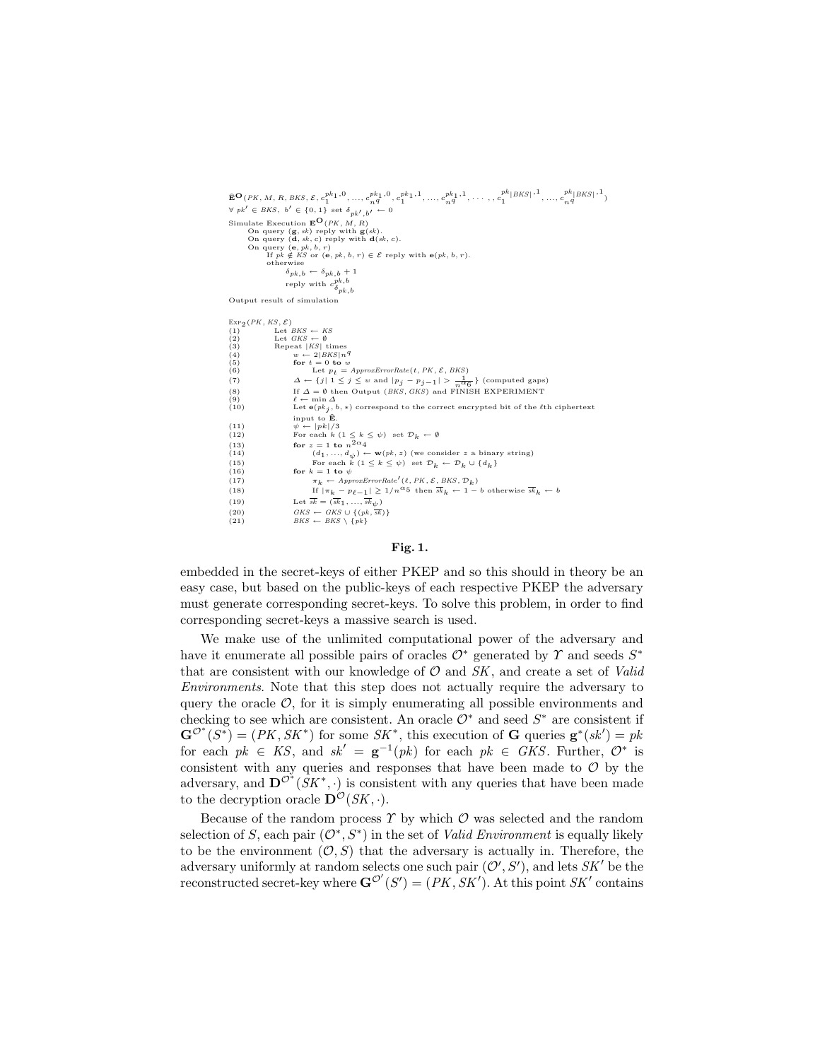```
Ê^O(PK, M, R, BKS, ℰ, c_1^{pk_1,0}, ..., c_{n^q}^{pk_1,0}, c_1^{pk_1,1}, ..., c_{n^q}^{pk_1,1}, ..., c_1^{pk_|BKS|,1}, ..., c_{n^q}^{pk_|BKS|,1})
∀ pk' ∈ BKS, b' ∈ {0,1} set δ_{pk',b'} ← 0
Simulate Execution E^O(PK, M, R)
    On query (g, sk) reply with g(sk).
    On query (d, sk, c) reply with d(sk, c).
    On query (e, pk, b, r)
        If pk ∉ KS or (e, pk, b, r) ∈ ℰ reply with e(pk, b, r).
        otherwise
            δ_{pk,b} ← δ_{pk,b} + 1
            reply with c^{pk,b}_{δ_{pk,b}}
Output result of simulation

Exp_2(PK, KS, ℰ)
(1)   Let BKS ← KS
(2)   Let GKS ← ∅
(3)   Repeat |KS| times
(4)       w ← 2|BKS|n^q
(5)       for t = 0 to w
(6)           Let p_t = ApproxErrorRate(t, PK, ℰ, BKS)
(7)       Δ ← {j | 1 ≤ j ≤ w and |p_j − p_{j−1}| > 1/n^{α_6}} (computed gaps)
(8)       If Δ = ∅ then Output (BKS, GKS) and FINISH EXPERIMENT
(9)       ℓ ← min Δ
(10)      Let e(pk_j, b, *) correspond to the correct encrypted bit of the ℓth ciphertext
          input to Ê.
(11)      ψ ← |pk|/3
(12)      For each k (1 ≤ k ≤ ψ) set D_k ← ∅
(13)      for z = 1 to n^{2α_4}
(14)          (d_1, ..., d_ψ) ← w(pk, z) (we consider z a binary string)
(15)          For each k (1 ≤ k ≤ ψ) set D_k ← D_k ∪ {d_k}
(16)      for k = 1 to ψ
(17)          π_k ← ApproxErrorRate'(ℓ, PK, ℰ, BKS, D_k)
(18)          If |π_k − p_{ℓ−1}| ≥ 1/n^{α_5} then s̄k_k ← 1 − b otherwise s̄k_k ← b
(19)      Let s̄k = (s̄k_1, ..., s̄k_ψ)
(20)      GKS ← GKS ∪ {(pk, s̄k)}
(21)      BKS ← BKS \ {pk}
```

**Fig. 1.**

embedded in the secret-keys of either PKEP and so this should in theory be an easy case, but based on the public-keys of each respective PKEP the adversary must generate corresponding secret-keys. To solve this problem, in order to find corresponding secret-keys a massive search is used.

We make use of the unlimited computational power of the adversary and have it enumerate all possible pairs of oracles $\mathcal{O}^*$ generated by $\Upsilon$ and seeds $S^*$ that are consistent with our knowledge of $\mathcal{O}$ and $SK$, and create a set of *Valid Environments*. Note that this step does not actually require the adversary to query the oracle $\mathcal{O}$, for it is simply enumerating all possible environments and checking to see which are consistent. An oracle $\mathcal{O}^*$ and seed $S^*$ are consistent if $\mathbf{G}^{\mathcal{O}^*}(S^*) = (PK, SK^*)$ for some $SK^*$, this execution of $\mathbf{G}$ queries $\mathbf{g}^*(sk') = pk$ for each $pk \in KS$, and $sk' = \mathbf{g}^{-1}(pk)$ for each $pk \in GKS$. Further, $\mathcal{O}^*$ is consistent with any queries and responses that have been made to $\mathcal{O}$ by the adversary, and $\mathbf{D}^{\mathcal{O}^*}(SK^*, \cdot)$ is consistent with any queries that have been made to the decryption oracle $\mathbf{D}^{\mathcal{O}}(SK, \cdot)$.

Because of the random process $\Upsilon$ by which $\mathcal{O}$ was selected and the random selection of $S$, each pair $(\mathcal{O}^*, S^*)$ in the set of *Valid Environment* is equally likely to be the environment $(\mathcal{O}, S)$ that the adversary is actually in. Therefore, the adversary uniformly at random selects one such pair $(\mathcal{O}', S')$, and lets $SK'$ be the reconstructed secret-key where $\mathbf{G}^{\mathcal{O}'}(S') = (PK, SK')$. At this point $SK'$ contains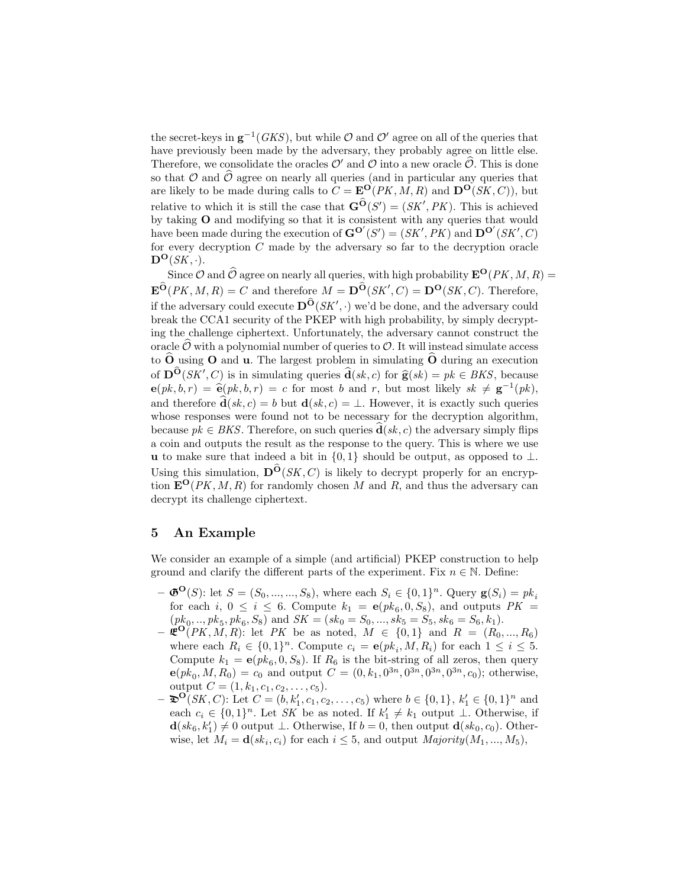the secret-keys in $\mathbf{g}^{-1}(GKS)$, but while $\mathcal{O}$ and $\mathcal{O}'$ agree on all of the queries that have previously been made by the adversary, they probably agree on little else. Therefore, we consolidate the oracles $\mathcal{O}'$ and $\mathcal{O}$ into a new oracle $\widehat{\mathcal{O}}$. This is done so that $\mathcal{O}$ and $\widehat{\mathcal{O}}$ agree on nearly all queries (and in particular any queries that are likely to be made during calls to $C = \mathbf{E}^{\mathbf{O}}(PK, M, R)$ and $\mathbf{D}^{\mathbf{O}}(SK, C)$), but relative to which it is still the case that $\mathbf{G}^{\widehat{\mathbf{O}}}(S') = (SK', PK)$. This is achieved by taking $\mathbf{O}$ and modifying so that it is consistent with any queries that would have been made during the execution of $\mathbf{G}^{\mathbf{O}'}(S') = (SK', PK)$ and $\mathbf{D}^{\mathbf{O}'}(SK', C)$ for every decryption $C$ made by the adversary so far to the decryption oracle $\mathbf{D}^{\mathbf{O}}(SK, \cdot)$.

Since $\mathcal{O}$ and $\widehat{\mathcal{O}}$ agree on nearly all queries, with high probability $\mathbf{E}^{\mathbf{O}}(PK, M, R) = \mathbf{E}^{\widehat{\mathbf{O}}}(PK, M, R) = C$ and therefore $M = \mathbf{D}^{\widehat{\mathbf{O}}}(SK', C) = \mathbf{D}^{\mathbf{O}}(SK, C)$. Therefore, if the adversary could execute $\mathbf{D}^{\widehat{\mathbf{O}}}(SK', \cdot)$ we'd be done, and the adversary could break the CCA1 security of the PKEP with high probability, by simply decrypting the challenge ciphertext. Unfortunately, the adversary cannot construct the oracle $\widehat{\mathcal{O}}$ with a polynomial number of queries to $\mathcal{O}$. It will instead simulate access to $\widehat{\mathbf{O}}$ using $\mathbf{O}$ and $\mathbf{u}$. The largest problem in simulating $\widehat{\mathbf{O}}$ during an execution of $\mathbf{D}^{\widehat{\mathbf{O}}}(SK', C)$ is in simulating queries $\widehat{\mathbf{d}}(sk, c)$ for $\widehat{\mathbf{g}}(sk) = pk \in BKS$, because $\mathbf{e}(pk, b, r) = \widehat{\mathbf{e}}(pk, b, r) = c$ for most $b$ and $r$, but most likely $sk \neq \mathbf{g}^{-1}(pk)$, and therefore $\widehat{\mathbf{d}}(sk, c) = b$ but $\mathbf{d}(sk, c) = \perp$. However, it is exactly such queries whose responses were found not to be necessary for the decryption algorithm, because $pk \in BKS$. Therefore, on such queries $\widehat{\mathbf{d}}(sk, c)$ the adversary simply flips a coin and outputs the result as the response to the query. This is where we use $\mathbf{u}$ to make sure that indeed a bit in $\{0, 1\}$ should be output, as opposed to $\perp$. Using this simulation, $\mathbf{D}^{\widehat{\mathbf{O}}}(SK, C)$ is likely to decrypt properly for an encryption $\mathbf{E}^{\mathbf{O}}(PK, M, R)$ for randomly chosen $M$ and $R$, and thus the adversary can decrypt its challenge ciphertext.

## 5 An Example

We consider an example of a simple (and artificial) PKEP construction to help ground and clarify the different parts of the experiment. Fix $n \in \mathbb{N}$. Define:

- $\mathfrak{G}^{\mathbf{O}}(S)$: let $S = (S_0, ..., ..., S_8)$, where each $S_i \in \{0,1\}^n$. Query $\mathbf{g}(S_i) = pk_i$ for each $i$, $0 \leq i \leq 6$. Compute $k_1 = \mathbf{e}(pk_6, 0, S_8)$, and outputs $PK = (pk_0, .., pk_5, pk_6, S_8)$ and $SK = (sk_0 = S_0, ..., sk_5 = S_5, sk_6 = S_6, k_1)$.
- $\mathfrak{E}^{\mathbf{O}}(PK, M, R)$: let $PK$ be as noted, $M \in \{0,1\}$ and $R = (R_0, ..., R_6)$ where each $R_i \in \{0,1\}^n$. Compute $c_i = \mathbf{e}(pk_i, M, R_i)$ for each $1 \leq i \leq 5$. Compute $k_1 = \mathbf{e}(pk_6, 0, S_8)$. If $R_6$ is the bit-string of all zeros, then query $\mathbf{e}(pk_0, M, R_0) = c_0$ and output $C = (0, k_1, 0^{3n}, 0^{3n}, 0^{3n}, 0^{3n}, c_0)$; otherwise, output $C = (1, k_1, c_1, c_2, \ldots, c_5)$.
- $\mathfrak{D}^{\mathbf{O}}(SK, C)$: Let $C = (b, k_1', c_1, c_2, \ldots, c_5)$ where $b \in \{0,1\}$, $k_1' \in \{0,1\}^n$ and each $c_i \in \{0,1\}^n$. Let $SK$ be as noted. If $k_1' \neq k_1$ output $\perp$. Otherwise, if $\mathbf{d}(sk_6, k_1') \neq 0$ output $\perp$. Otherwise, If $b = 0$, then output $\mathbf{d}(sk_0, c_0)$. Otherwise, let $M_i = \mathbf{d}(sk_i, c_i)$ for each $i \leq 5$, and output $Majority(M_1, ..., M_5)$,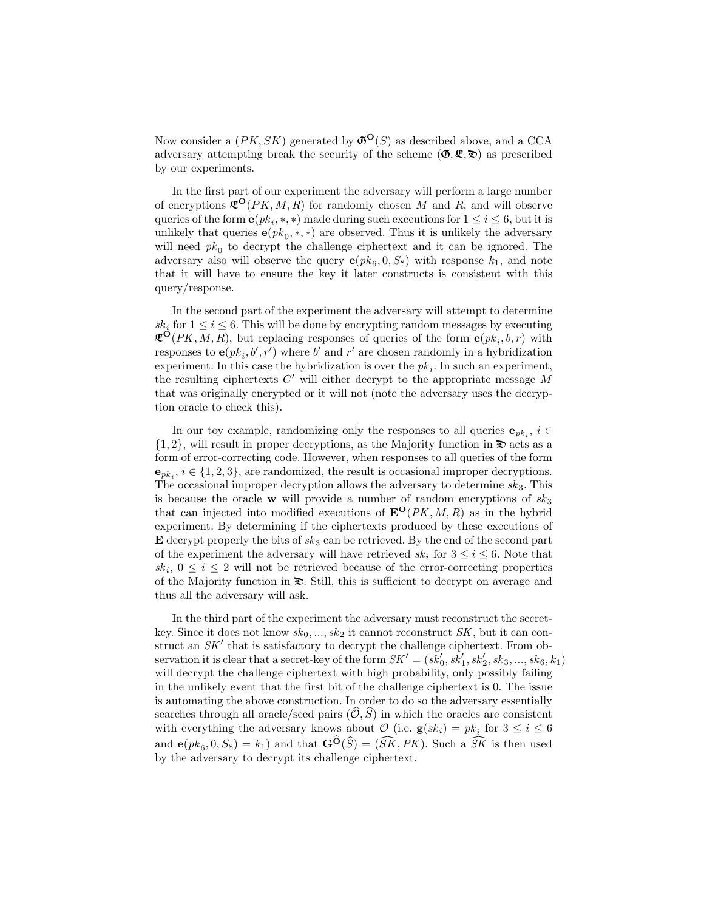Now consider a $(PK, SK)$ generated by $\mathfrak{G}^{\mathbf{O}}(S)$ as described above, and a CCA adversary attempting break the security of the scheme $(\mathfrak{G}, \mathfrak{E}, \mathfrak{D})$ as prescribed by our experiments.

In the first part of our experiment the adversary will perform a large number of encryptions $\mathfrak{E}^{\mathbf{O}}(PK, M, R)$ for randomly chosen $M$ and $R$, and will observe queries of the form $\mathbf{e}(pk_i, *, *)$ made during such executions for $1 \leq i \leq 6$, but it is unlikely that queries $\mathbf{e}(pk_0, *, *)$ are observed. Thus it is unlikely the adversary will need $pk_0$ to decrypt the challenge ciphertext and it can be ignored. The adversary also will observe the query $\mathbf{e}(pk_6, 0, S_8)$ with response $k_1$, and note that it will have to ensure the key it later constructs is consistent with this query/response.

In the second part of the experiment the adversary will attempt to determine $sk_i$ for $1 \leq i \leq 6$. This will be done by encrypting random messages by executing $\mathfrak{E}^{\mathbf{O}}(PK, M, R)$, but replacing responses of queries of the form $\mathbf{e}(pk_i, b, r)$ with responses to $\mathbf{e}(pk_i, b', r')$ where $b'$ and $r'$ are chosen randomly in a hybridization experiment. In this case the hybridization is over the $pk_i$. In such an experiment, the resulting ciphertexts $C'$ will either decrypt to the appropriate message $M$ that was originally encrypted or it will not (note the adversary uses the decryption oracle to check this).

In our toy example, randomizing only the responses to all queries $\mathbf{e}_{pk_i}$, $i \in \{1, 2\}$, will result in proper decryptions, as the Majority function in $\mathfrak{D}$ acts as a form of error-correcting code. However, when responses to all queries of the form $\mathbf{e}_{pk_i}$, $i \in \{1, 2, 3\}$, are randomized, the result is occasional improper decryptions. The occasional improper decryption allows the adversary to determine $sk_3$. This is because the oracle $\mathbf{w}$ will provide a number of random encryptions of $sk_3$ that can injected into modified executions of $\mathbf{E}^{\mathbf{O}}(PK, M, R)$ as in the hybrid experiment. By determining if the ciphertexts produced by these executions of $\mathbf{E}$ decrypt properly the bits of $sk_3$ can be retrieved. By the end of the second part of the experiment the adversary will have retrieved $sk_i$ for $3 \leq i \leq 6$. Note that $sk_i$, $0 \leq i \leq 2$ will not be retrieved because of the error-correcting properties of the Majority function in $\mathfrak{D}$. Still, this is sufficient to decrypt on average and thus all the adversary will ask.

In the third part of the experiment the adversary must reconstruct the secret-key. Since it does not know $sk_0, ..., sk_2$ it cannot reconstruct $SK$, but it can construct an $SK'$ that is satisfactory to decrypt the challenge ciphertext. From observation it is clear that a secret-key of the form $SK' = (sk'_0, sk'_1, sk'_2, sk_3, ..., sk_6, k_1)$ will decrypt the challenge ciphertext with high probability, only possibly failing in the unlikely event that the first bit of the challenge ciphertext is 0. The issue is automating the above construction. In order to do so the adversary essentially searches through all oracle/seed pairs $(\widehat{\mathcal{O}}, \widehat{S})$ in which the oracles are consistent with everything the adversary knows about $\mathcal{O}$ (i.e. $\mathbf{g}(sk_i) = pk_i$ for $3 \leq i \leq 6$ and $\mathbf{e}(pk_6, 0, S_8) = k_1$) and that $\mathbf{G}^{\widehat{\mathbf{O}}}(\widehat{S}) = (\widehat{SK}, PK)$. Such a $\widehat{SK}$ is then used by the adversary to decrypt its challenge ciphertext.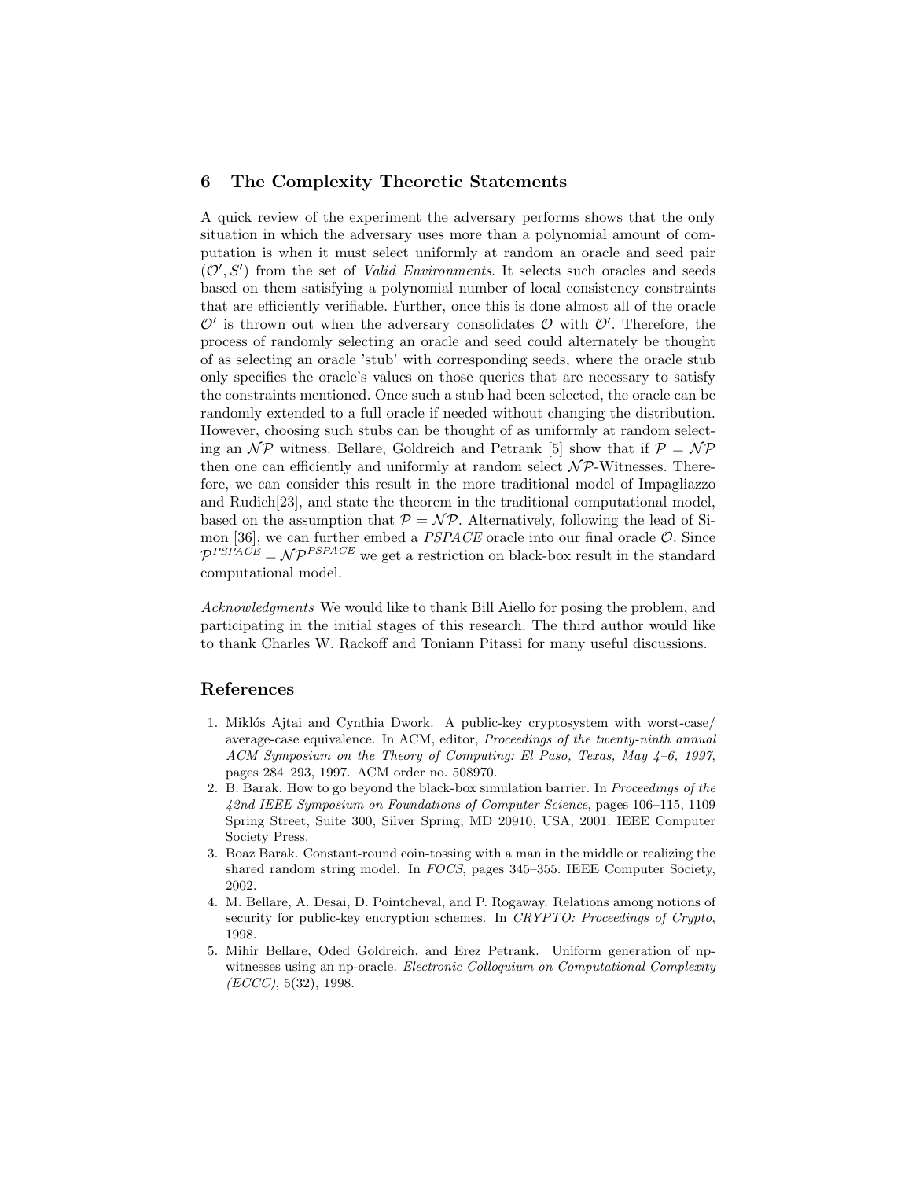## 6 The Complexity Theoretic Statements

A quick review of the experiment the adversary performs shows that the only situation in which the adversary uses more than a polynomial amount of computation is when it must select uniformly at random an oracle and seed pair $(\mathcal{O}', S')$ from the set of *Valid Environments*. It selects such oracles and seeds based on them satisfying a polynomial number of local consistency constraints that are efficiently verifiable. Further, once this is done almost all of the oracle $\mathcal{O}'$ is thrown out when the adversary consolidates $\mathcal{O}$ with $\mathcal{O}'$. Therefore, the process of randomly selecting an oracle and seed could alternately be thought of as selecting an oracle 'stub' with corresponding seeds, where the oracle stub only specifies the oracle's values on those queries that are necessary to satisfy the constraints mentioned. Once such a stub had been selected, the oracle can be randomly extended to a full oracle if needed without changing the distribution. However, choosing such stubs can be thought of as uniformly at random selecting an $\mathcal{NP}$ witness. Bellare, Goldreich and Petrank [5] show that if $\mathcal{P} = \mathcal{NP}$ then one can efficiently and uniformly at random select $\mathcal{NP}$-Witnesses. Therefore, we can consider this result in the more traditional model of Impagliazzo and Rudich[23], and state the theorem in the traditional computational model, based on the assumption that $\mathcal{P} = \mathcal{NP}$. Alternatively, following the lead of Simon [36], we can further embed a *PSPACE* oracle into our final oracle $\mathcal{O}$. Since $\mathcal{P}^{PSPACE} = \mathcal{NP}^{PSPACE}$ we get a restriction on black-box result in the standard computational model.

*Acknowledgments* We would like to thank Bill Aiello for posing the problem, and participating in the initial stages of this research. The third author would like to thank Charles W. Rackoff and Toniann Pitassi for many useful discussions.

## References

1. Miklós Ajtai and Cynthia Dwork. A public-key cryptosystem with worst-case/average-case equivalence. In ACM, editor, *Proceedings of the twenty-ninth annual ACM Symposium on the Theory of Computing: El Paso, Texas, May 4–6, 1997*, pages 284–293, 1997. ACM order no. 508970.
2. B. Barak. How to go beyond the black-box simulation barrier. In *Proceedings of the 42nd IEEE Symposium on Foundations of Computer Science*, pages 106–115, 1109 Spring Street, Suite 300, Silver Spring, MD 20910, USA, 2001. IEEE Computer Society Press.
3. Boaz Barak. Constant-round coin-tossing with a man in the middle or realizing the shared random string model. In *FOCS*, pages 345–355. IEEE Computer Society, 2002.
4. M. Bellare, A. Desai, D. Pointcheval, and P. Rogaway. Relations among notions of security for public-key encryption schemes. In *CRYPTO: Proceedings of Crypto*, 1998.
5. Mihir Bellare, Oded Goldreich, and Erez Petrank. Uniform generation of np-witnesses using an np-oracle. *Electronic Colloquium on Computational Complexity (ECCC)*, 5(32), 1998.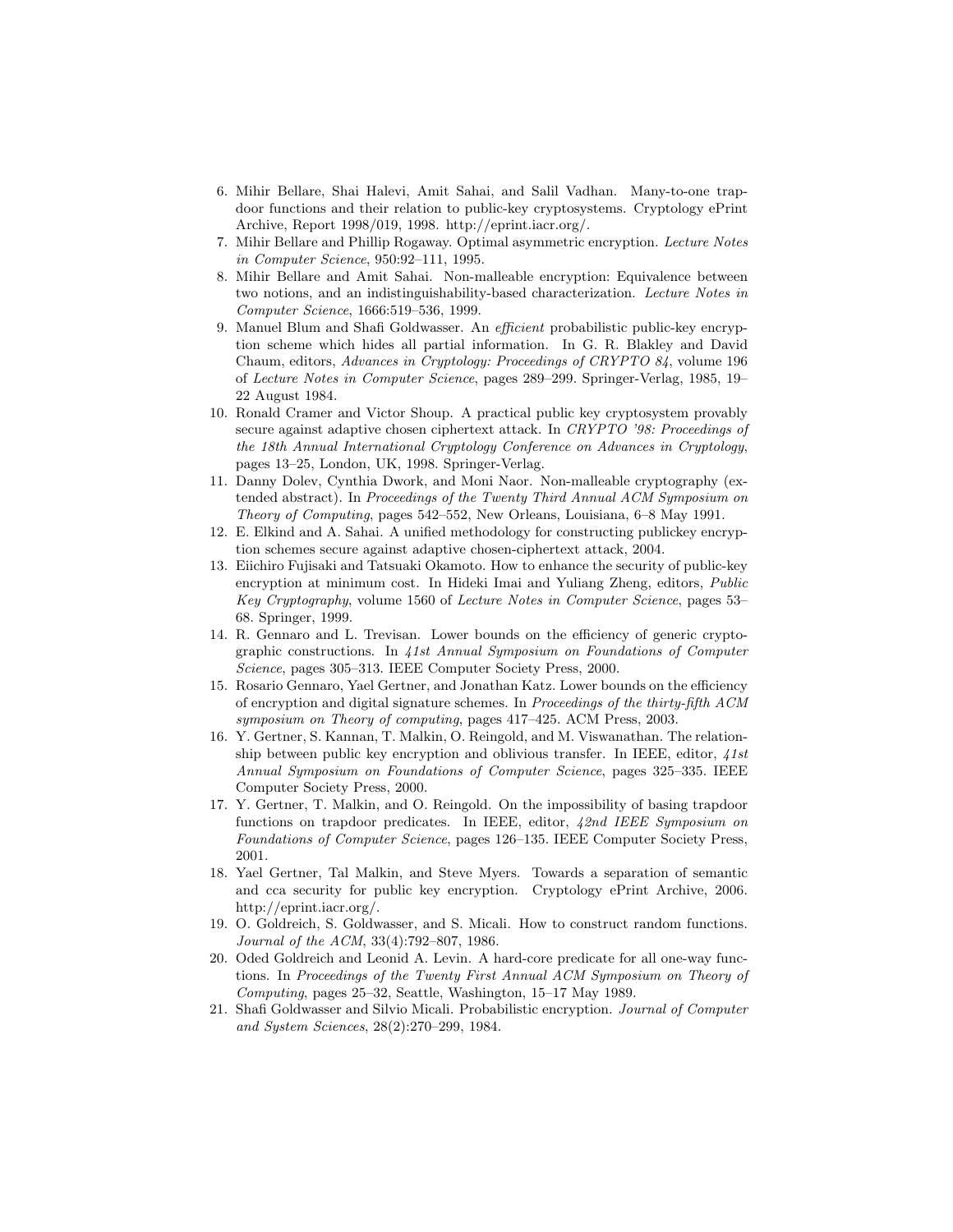6. Mihir Bellare, Shai Halevi, Amit Sahai, and Salil Vadhan. Many-to-one trapdoor functions and their relation to public-key cryptosystems. Cryptology ePrint Archive, Report 1998/019, 1998. http://eprint.iacr.org/.
7. Mihir Bellare and Phillip Rogaway. Optimal asymmetric encryption. *Lecture Notes in Computer Science*, 950:92–111, 1995.
8. Mihir Bellare and Amit Sahai. Non-malleable encryption: Equivalence between two notions, and an indistinguishability-based characterization. *Lecture Notes in Computer Science*, 1666:519–536, 1999.
9. Manuel Blum and Shafi Goldwasser. An *efficient* probabilistic public-key encryption scheme which hides all partial information. In G. R. Blakley and David Chaum, editors, *Advances in Cryptology: Proceedings of CRYPTO 84*, volume 196 of *Lecture Notes in Computer Science*, pages 289–299. Springer-Verlag, 1985, 19–22 August 1984.
10. Ronald Cramer and Victor Shoup. A practical public key cryptosystem provably secure against adaptive chosen ciphertext attack. In *CRYPTO '98: Proceedings of the 18th Annual International Cryptology Conference on Advances in Cryptology*, pages 13–25, London, UK, 1998. Springer-Verlag.
11. Danny Dolev, Cynthia Dwork, and Moni Naor. Non-malleable cryptography (extended abstract). In *Proceedings of the Twenty Third Annual ACM Symposium on Theory of Computing*, pages 542–552, New Orleans, Louisiana, 6–8 May 1991.
12. E. Elkind and A. Sahai. A unified methodology for constructing publickey encryption schemes secure against adaptive chosen-ciphertext attack, 2004.
13. Eiichiro Fujisaki and Tatsuaki Okamoto. How to enhance the security of public-key encryption at minimum cost. In Hideki Imai and Yuliang Zheng, editors, *Public Key Cryptography*, volume 1560 of *Lecture Notes in Computer Science*, pages 53–68. Springer, 1999.
14. R. Gennaro and L. Trevisan. Lower bounds on the efficiency of generic cryptographic constructions. In *41st Annual Symposium on Foundations of Computer Science*, pages 305–313. IEEE Computer Society Press, 2000.
15. Rosario Gennaro, Yael Gertner, and Jonathan Katz. Lower bounds on the efficiency of encryption and digital signature schemes. In *Proceedings of the thirty-fifth ACM symposium on Theory of computing*, pages 417–425. ACM Press, 2003.
16. Y. Gertner, S. Kannan, T. Malkin, O. Reingold, and M. Viswanathan. The relationship between public key encryption and oblivious transfer. In IEEE, editor, *41st Annual Symposium on Foundations of Computer Science*, pages 325–335. IEEE Computer Society Press, 2000.
17. Y. Gertner, T. Malkin, and O. Reingold. On the impossibility of basing trapdoor functions on trapdoor predicates. In IEEE, editor, *42nd IEEE Symposium on Foundations of Computer Science*, pages 126–135. IEEE Computer Society Press, 2001.
18. Yael Gertner, Tal Malkin, and Steve Myers. Towards a separation of semantic and cca security for public key encryption. Cryptology ePrint Archive, 2006. http://eprint.iacr.org/.
19. O. Goldreich, S. Goldwasser, and S. Micali. How to construct random functions. *Journal of the ACM*, 33(4):792–807, 1986.
20. Oded Goldreich and Leonid A. Levin. A hard-core predicate for all one-way functions. In *Proceedings of the Twenty First Annual ACM Symposium on Theory of Computing*, pages 25–32, Seattle, Washington, 15–17 May 1989.
21. Shafi Goldwasser and Silvio Micali. Probabilistic encryption. *Journal of Computer and System Sciences*, 28(2):270–299, 1984.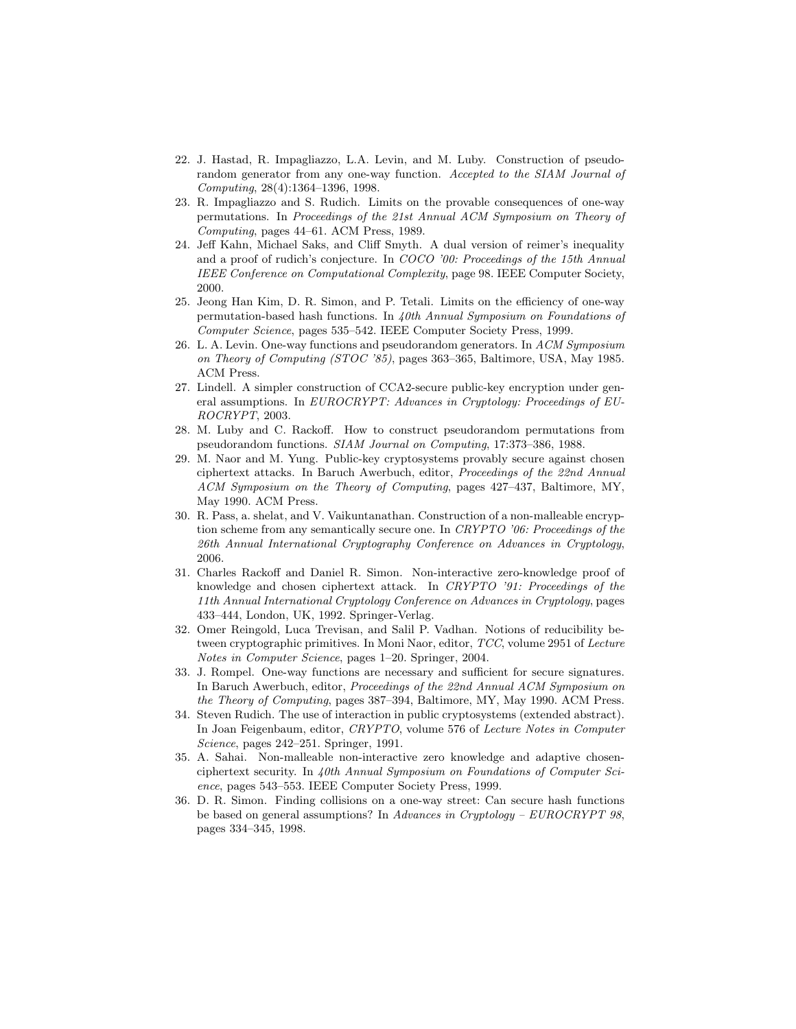22. J. Hastad, R. Impagliazzo, L.A. Levin, and M. Luby. Construction of pseudo-random generator from any one-way function. *Accepted to the SIAM Journal of Computing*, 28(4):1364–1396, 1998.
23. R. Impagliazzo and S. Rudich. Limits on the provable consequences of one-way permutations. In *Proceedings of the 21st Annual ACM Symposium on Theory of Computing*, pages 44–61. ACM Press, 1989.
24. Jeff Kahn, Michael Saks, and Cliff Smyth. A dual version of reimer's inequality and a proof of rudich's conjecture. In *COCO '00: Proceedings of the 15th Annual IEEE Conference on Computational Complexity*, page 98. IEEE Computer Society, 2000.
25. Jeong Han Kim, D. R. Simon, and P. Tetali. Limits on the efficiency of one-way permutation-based hash functions. In *40th Annual Symposium on Foundations of Computer Science*, pages 535–542. IEEE Computer Society Press, 1999.
26. L. A. Levin. One-way functions and pseudorandom generators. In *ACM Symposium on Theory of Computing (STOC '85)*, pages 363–365, Baltimore, USA, May 1985. ACM Press.
27. Lindell. A simpler construction of CCA2-secure public-key encryption under general assumptions. In *EUROCRYPT: Advances in Cryptology: Proceedings of EUROCRYPT*, 2003.
28. M. Luby and C. Rackoff. How to construct pseudorandom permutations from pseudorandom functions. *SIAM Journal on Computing*, 17:373–386, 1988.
29. M. Naor and M. Yung. Public-key cryptosystems provably secure against chosen ciphertext attacks. In Baruch Awerbuch, editor, *Proceedings of the 22nd Annual ACM Symposium on the Theory of Computing*, pages 427–437, Baltimore, MY, May 1990. ACM Press.
30. R. Pass, a. shelat, and V. Vaikuntanathan. Construction of a non-malleable encryption scheme from any semantically secure one. In *CRYPTO '06: Proceedings of the 26th Annual International Cryptography Conference on Advances in Cryptology*, 2006.
31. Charles Rackoff and Daniel R. Simon. Non-interactive zero-knowledge proof of knowledge and chosen ciphertext attack. In *CRYPTO '91: Proceedings of the 11th Annual International Cryptology Conference on Advances in Cryptology*, pages 433–444, London, UK, 1992. Springer-Verlag.
32. Omer Reingold, Luca Trevisan, and Salil P. Vadhan. Notions of reducibility between cryptographic primitives. In Moni Naor, editor, *TCC*, volume 2951 of *Lecture Notes in Computer Science*, pages 1–20. Springer, 2004.
33. J. Rompel. One-way functions are necessary and sufficient for secure signatures. In Baruch Awerbuch, editor, *Proceedings of the 22nd Annual ACM Symposium on the Theory of Computing*, pages 387–394, Baltimore, MY, May 1990. ACM Press.
34. Steven Rudich. The use of interaction in public cryptosystems (extended abstract). In Joan Feigenbaum, editor, *CRYPTO*, volume 576 of *Lecture Notes in Computer Science*, pages 242–251. Springer, 1991.
35. A. Sahai. Non-malleable non-interactive zero knowledge and adaptive chosen-ciphertext security. In *40th Annual Symposium on Foundations of Computer Science*, pages 543–553. IEEE Computer Society Press, 1999.
36. D. R. Simon. Finding collisions on a one-way street: Can secure hash functions be based on general assumptions? In *Advances in Cryptology – EUROCRYPT 98*, pages 334–345, 1998.